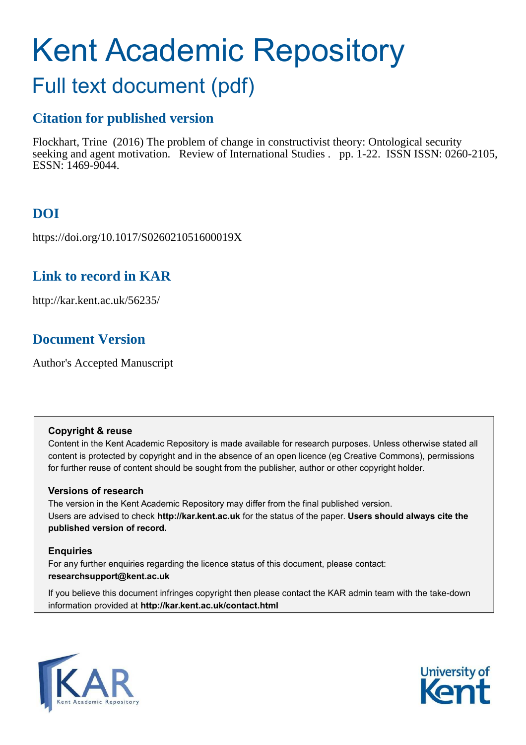# Kent Academic Repository

## Full text document (pdf)

### Citation for published version

Flockhart, Trine (2016) The problem of change in constructivist theory: Ontological security seeking and agent motivation. Review of International Studies . pp. 1-22. ISSN ISSN: 0260-2105, ESSN: 1469-9044.

### DOI

https://doi.org/10.1017/S026021051600019X

### Link to record in KAR

http://kar.kent.ac.uk/56235/

### Document Version

Author's Accepted Manuscript

**Copyright & reuse**

Content in the Kent Academic Repository is made available for research purposes. Unless otherwise stated all content is protected by copyright and in the absence of an open licence (eg Creative Commons), permissions for further reuse of content should be sought from the publisher, author or other copyright holder.

**Versions of research**

The version in the Kent Academic Repository may differ from the final published version. Users are advised to check **http://kar.kent.ac.uk** for the status of the paper. **Users should always cite the published version of record.**

**Enquiries**

For any further enquiries regarding the licence status of this document, please contact: **researchsupport@kent.ac.uk**

If you believe this document infringes copyright then please contact the KAR admin team with the take-down information provided at **http://kar.kent.ac.uk/contact.html**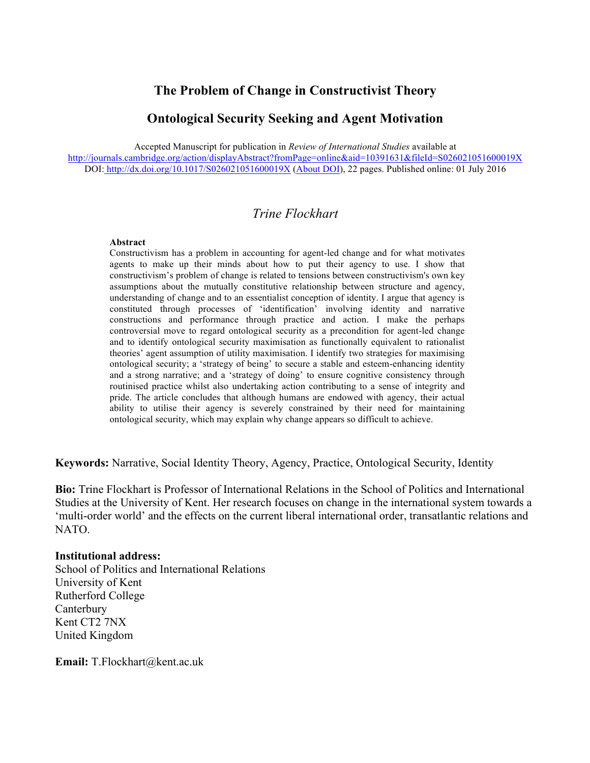# The Problem of Change in Constructivist Theory

## Ontological Security Seeking and Agent Motivation

Accepted Manuscript for publication in *Review of International Studies* available at http://journals.cambridge.org/action/displayAbstract?fromPage=online&aid=10391631&fileId=S026021051600019X
DOI: http://dx.doi.org/10.1017/S026021051600019X (About DOI), 22 pages. Published online: 01 July 2016

*Trine Flockhart*

**Abstract**

Constructivism has a problem in accounting for agent-led change and for what motivates agents to make up their minds about how to put their agency to use. I show that constructivism's problem of change is related to tensions between constructivism's own key assumptions about the mutually constitutive relationship between structure and agency, understanding of change and to an essentialist conception of identity. I argue that agency is constituted through processes of 'identification' involving identity and narrative constructions and performance through practice and action. I make the perhaps controversial move to regard ontological security as a precondition for agent-led change and to identify ontological security maximisation as functionally equivalent to rationalist theories' agent assumption of utility maximisation. I identify two strategies for maximising ontological security; a 'strategy of being' to secure a stable and esteem-enhancing identity and a strong narrative; and a 'strategy of doing' to ensure cognitive consistency through routinised practice whilst also undertaking action contributing to a sense of integrity and pride. The article concludes that although humans are endowed with agency, their actual ability to utilise their agency is severely constrained by their need for maintaining ontological security, which may explain why change appears so difficult to achieve.

**Keywords:** Narrative, Social Identity Theory, Agency, Practice, Ontological Security, Identity

**Bio:** Trine Flockhart is Professor of International Relations in the School of Politics and International Studies at the University of Kent. Her research focuses on change in the international system towards a 'multi-order world' and the effects on the current liberal international order, transatlantic relations and NATO.

**Institutional address:**
School of Politics and International Relations
University of Kent
Rutherford College
Canterbury
Kent CT2 7NX
United Kingdom

**Email:** T.Flockhart@kent.ac.uk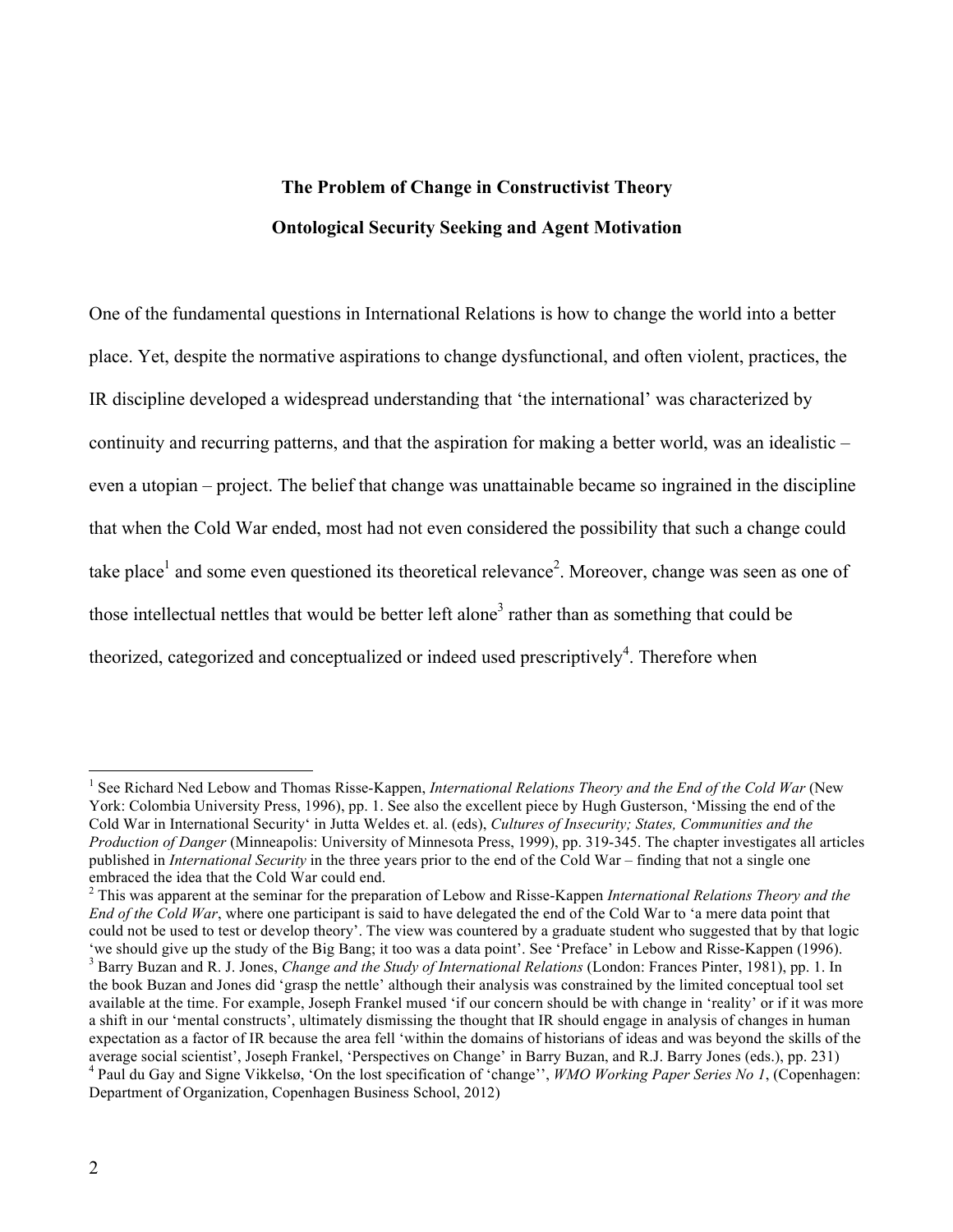**The Problem of Change in Constructivist Theory**

**Ontological Security Seeking and Agent Motivation**

One of the fundamental questions in International Relations is how to change the world into a better place. Yet, despite the normative aspirations to change dysfunctional, and often violent, practices, the IR discipline developed a widespread understanding that 'the international' was characterized by continuity and recurring patterns, and that the aspiration for making a better world, was an idealistic – even a utopian – project. The belief that change was unattainable became so ingrained in the discipline that when the Cold War ended, most had not even considered the possibility that such a change could take place[1] and some even questioned its theoretical relevance[2]. Moreover, change was seen as one of those intellectual nettles that would be better left alone[3] rather than as something that could be theorized, categorized and conceptualized or indeed used prescriptively[4]. Therefore when

---

[1] See Richard Ned Lebow and Thomas Risse-Kappen, *International Relations Theory and the End of the Cold War* (New York: Colombia University Press, 1996), pp. 1. See also the excellent piece by Hugh Gusterson, 'Missing the end of the Cold War in International Security' in Jutta Weldes et. al. (eds), *Cultures of Insecurity; States, Communities and the Production of Danger* (Minneapolis: University of Minnesota Press, 1999), pp. 319-345. The chapter investigates all articles published in *International Security* in the three years prior to the end of the Cold War – finding that not a single one embraced the idea that the Cold War could end.

[2] This was apparent at the seminar for the preparation of Lebow and Risse-Kappen *International Relations Theory and the End of the Cold War*, where one participant is said to have delegated the end of the Cold War to 'a mere data point that could not be used to test or develop theory'. The view was countered by a graduate student who suggested that by that logic 'we should give up the study of the Big Bang; it too was a data point'. See 'Preface' in Lebow and Risse-Kappen (1996).

[3] Barry Buzan and R. J. Jones, *Change and the Study of International Relations* (London: Frances Pinter, 1981), pp. 1. In the book Buzan and Jones did 'grasp the nettle' although their analysis was constrained by the limited conceptual tool set available at the time. For example, Joseph Frankel mused 'if our concern should be with change in 'reality' or if it was more a shift in our 'mental constructs', ultimately dismissing the thought that IR should engage in analysis of changes in human expectation as a factor of IR because the area fell 'within the domains of historians of ideas and was beyond the skills of the average social scientist', Joseph Frankel, 'Perspectives on Change' in Barry Buzan, and R.J. Barry Jones (eds.), pp. 231)

[4] Paul du Gay and Signe Vikkelsø, 'On the lost specification of 'change'', *WMO Working Paper Series No 1*, (Copenhagen: Department of Organization, Copenhagen Business School, 2012)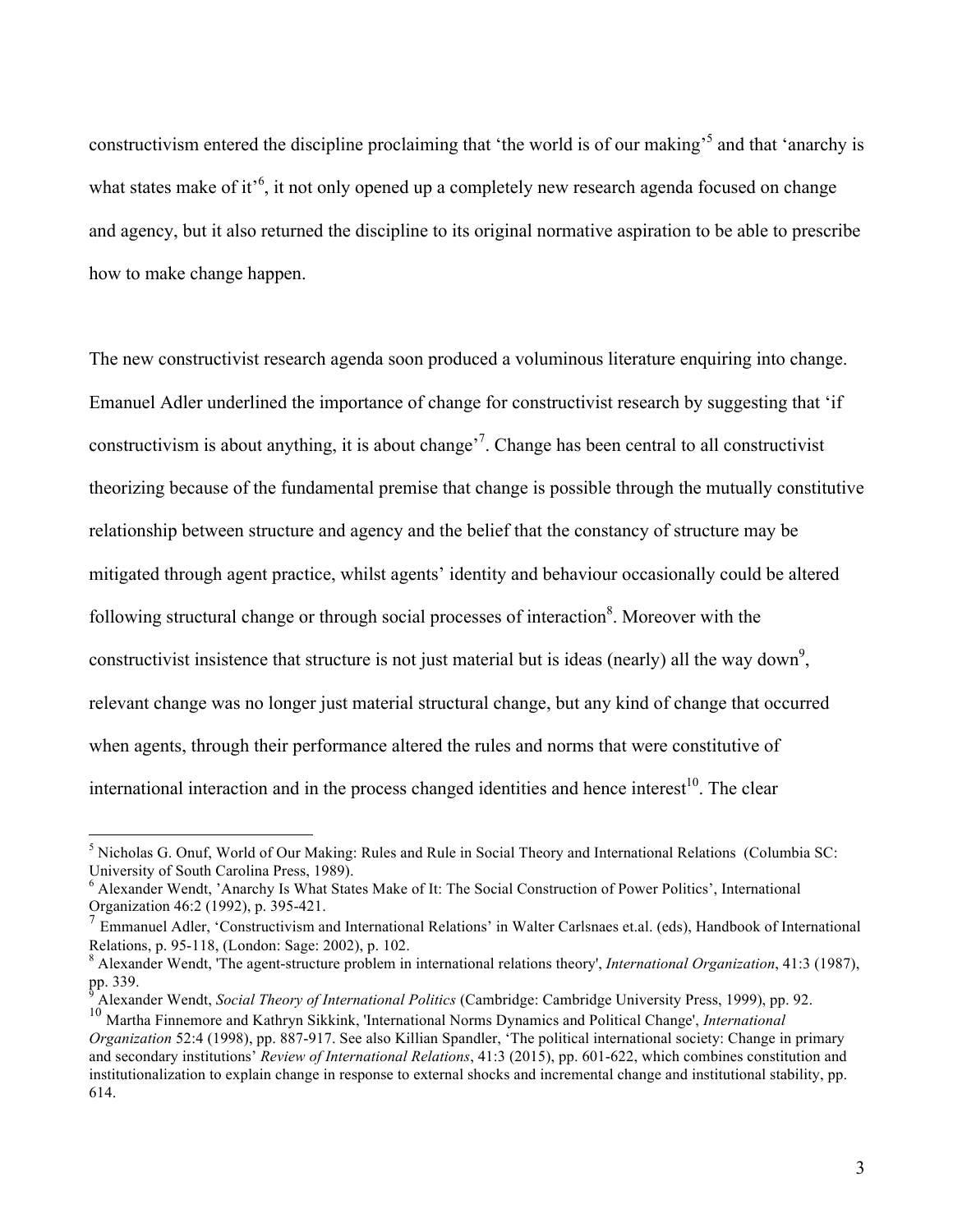constructivism entered the discipline proclaiming that 'the world is of our making'[5] and that 'anarchy is what states make of it'[6], it not only opened up a completely new research agenda focused on change and agency, but it also returned the discipline to its original normative aspiration to be able to prescribe how to make change happen.

The new constructivist research agenda soon produced a voluminous literature enquiring into change. Emanuel Adler underlined the importance of change for constructivist research by suggesting that 'if constructivism is about anything, it is about change'[7]. Change has been central to all constructivist theorizing because of the fundamental premise that change is possible through the mutually constitutive relationship between structure and agency and the belief that the constancy of structure may be mitigated through agent practice, whilst agents' identity and behaviour occasionally could be altered following structural change or through social processes of interaction[8]. Moreover with the constructivist insistence that structure is not just material but is ideas (nearly) all the way down[9], relevant change was no longer just material structural change, but any kind of change that occurred when agents, through their performance altered the rules and norms that were constitutive of international interaction and in the process changed identities and hence interest[10]. The clear

---

[5] Nicholas G. Onuf, World of Our Making: Rules and Rule in Social Theory and International Relations (Columbia SC: University of South Carolina Press, 1989).

[6] Alexander Wendt, 'Anarchy Is What States Make of It: The Social Construction of Power Politics', International Organization 46:2 (1992), p. 395-421.

[7] Emmanuel Adler, 'Constructivism and International Relations' in Walter Carlsnaes et.al. (eds), Handbook of International Relations, p. 95-118, (London: Sage: 2002), p. 102.

[8] Alexander Wendt, 'The agent-structure problem in international relations theory', *International Organization*, 41:3 (1987), pp. 339.

[9] Alexander Wendt, *Social Theory of International Politics* (Cambridge: Cambridge University Press, 1999), pp. 92.

[10] Martha Finnemore and Kathryn Sikkink, 'International Norms Dynamics and Political Change', *International Organization* 52:4 (1998), pp. 887-917. See also Killian Spandler, 'The political international society: Change in primary and secondary institutions' *Review of International Relations*, 41:3 (2015), pp. 601-622, which combines constitution and institutionalization to explain change in response to external shocks and incremental change and institutional stability, pp. 614.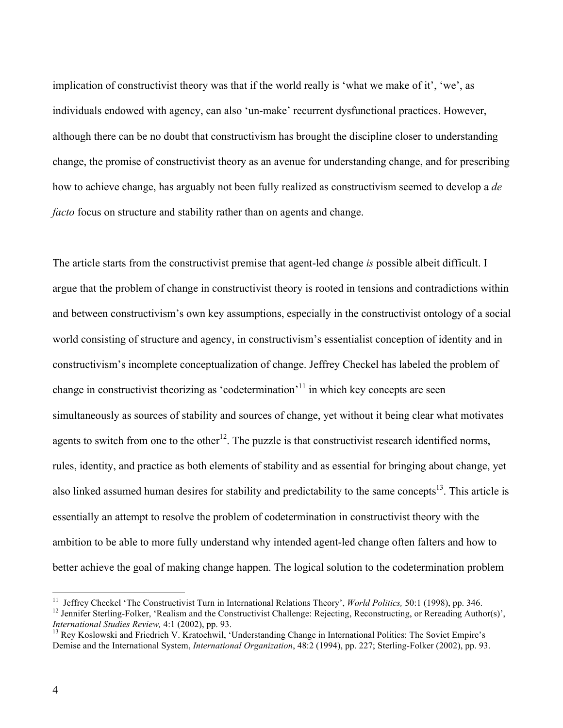implication of constructivist theory was that if the world really is 'what we make of it', 'we', as individuals endowed with agency, can also 'un-make' recurrent dysfunctional practices. However, although there can be no doubt that constructivism has brought the discipline closer to understanding change, the promise of constructivist theory as an avenue for understanding change, and for prescribing how to achieve change, has arguably not been fully realized as constructivism seemed to develop a *de facto* focus on structure and stability rather than on agents and change.

The article starts from the constructivist premise that agent-led change *is* possible albeit difficult. I argue that the problem of change in constructivist theory is rooted in tensions and contradictions within and between constructivism's own key assumptions, especially in the constructivist ontology of a social world consisting of structure and agency, in constructivism's essentialist conception of identity and in constructivism's incomplete conceptualization of change. Jeffrey Checkel has labeled the problem of change in constructivist theorizing as 'codetermination'[11] in which key concepts are seen simultaneously as sources of stability and sources of change, yet without it being clear what motivates agents to switch from one to the other[12]. The puzzle is that constructivist research identified norms, rules, identity, and practice as both elements of stability and as essential for bringing about change, yet also linked assumed human desires for stability and predictability to the same concepts[13]. This article is essentially an attempt to resolve the problem of codetermination in constructivist theory with the ambition to be able to more fully understand why intended agent-led change often falters and how to better achieve the goal of making change happen. The logical solution to the codetermination problem

[11] Jeffrey Checkel 'The Constructivist Turn in International Relations Theory', *World Politics,* 50:1 (1998), pp. 346.

[12] Jennifer Sterling-Folker, 'Realism and the Constructivist Challenge: Rejecting, Reconstructing, or Rereading Author(s)', *International Studies Review,* 4:1 (2002), pp. 93.

[13] Rey Koslowski and Friedrich V. Kratochwil, 'Understanding Change in International Politics: The Soviet Empire's Demise and the International System, *International Organization*, 48:2 (1994), pp. 227; Sterling-Folker (2002), pp. 93.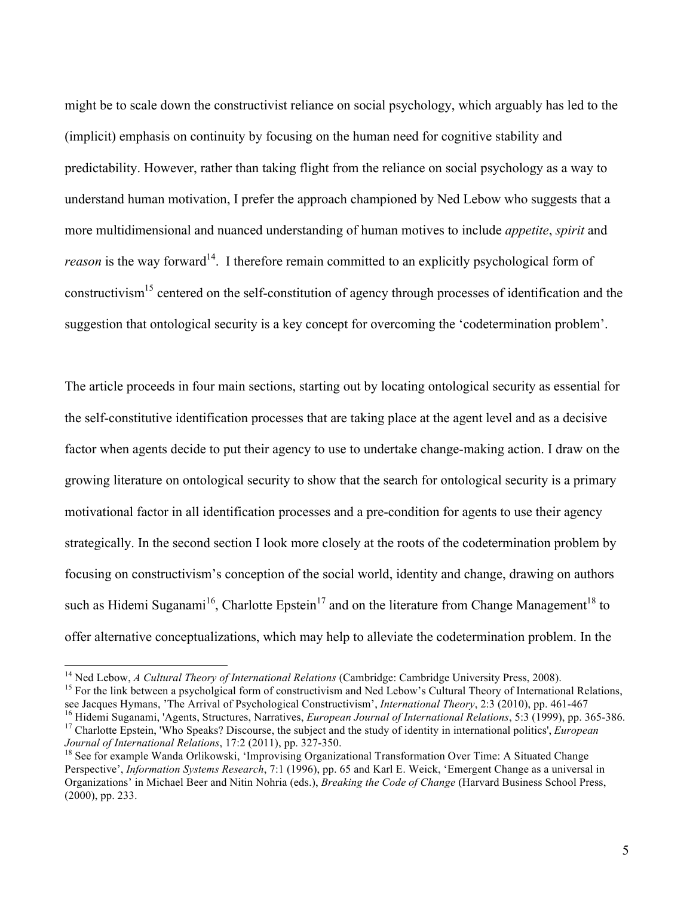might be to scale down the constructivist reliance on social psychology, which arguably has led to the (implicit) emphasis on continuity by focusing on the human need for cognitive stability and predictability. However, rather than taking flight from the reliance on social psychology as a way to understand human motivation, I prefer the approach championed by Ned Lebow who suggests that a more multidimensional and nuanced understanding of human motives to include *appetite*, *spirit* and *reason* is the way forward[14]. I therefore remain committed to an explicitly psychological form of constructivism[15] centered on the self-constitution of agency through processes of identification and the suggestion that ontological security is a key concept for overcoming the 'codetermination problem'.

The article proceeds in four main sections, starting out by locating ontological security as essential for the self-constitutive identification processes that are taking place at the agent level and as a decisive factor when agents decide to put their agency to use to undertake change-making action. I draw on the growing literature on ontological security to show that the search for ontological security is a primary motivational factor in all identification processes and a pre-condition for agents to use their agency strategically. In the second section I look more closely at the roots of the codetermination problem by focusing on constructivism's conception of the social world, identity and change, drawing on authors such as Hidemi Suganami[16], Charlotte Epstein[17] and on the literature from Change Management[18] to offer alternative conceptualizations, which may help to alleviate the codetermination problem. In the

---

[14] Ned Lebow, *A Cultural Theory of International Relations* (Cambridge: Cambridge University Press, 2008).

[15] For the link between a psycholgical form of constructivism and Ned Lebow's Cultural Theory of International Relations, see Jacques Hymans, 'The Arrival of Psychological Constructivism', *International Theory*, 2:3 (2010), pp. 461-467

[16] Hidemi Suganami, 'Agents, Structures, Narratives, *European Journal of International Relations*, 5:3 (1999), pp. 365-386.

[17] Charlotte Epstein, 'Who Speaks? Discourse, the subject and the study of identity in international politics', *European Journal of International Relations*, 17:2 (2011), pp. 327-350.

[18] See for example Wanda Orlikowski, 'Improvising Organizational Transformation Over Time: A Situated Change Perspective', *Information Systems Research*, 7:1 (1996), pp. 65 and Karl E. Weick, 'Emergent Change as a universal in Organizations' in Michael Beer and Nitin Nohria (eds.), *Breaking the Code of Change* (Harvard Business School Press, (2000), pp. 233.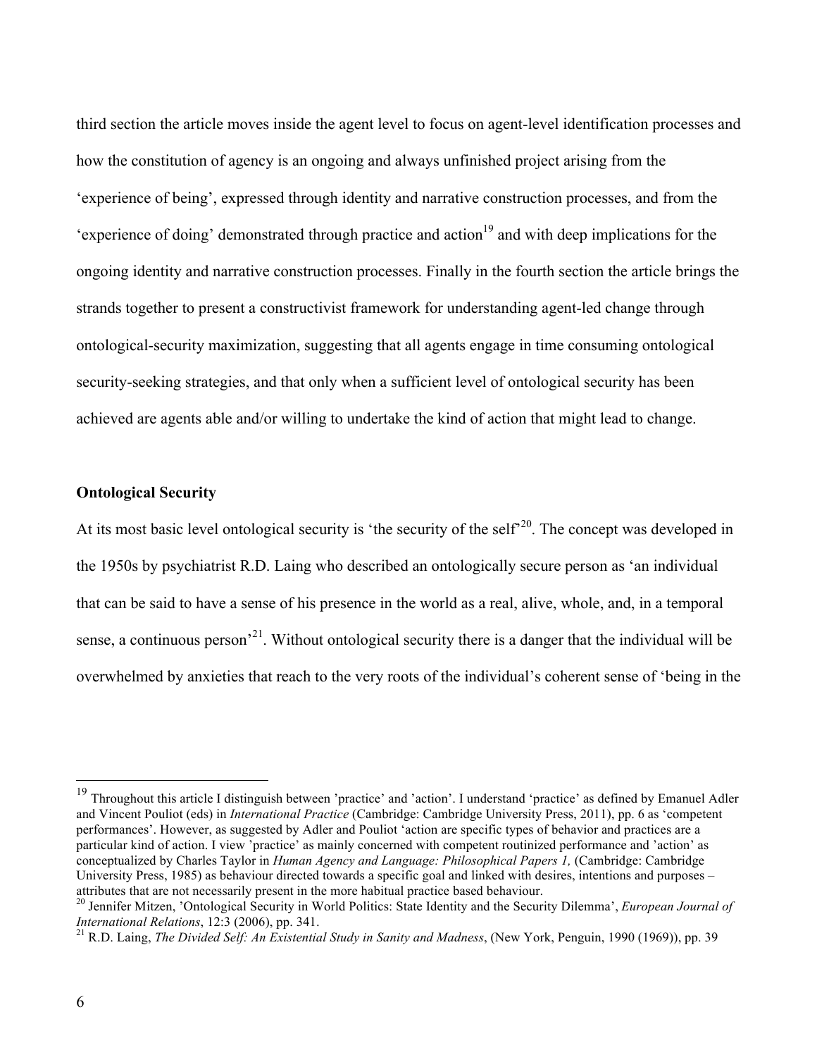third section the article moves inside the agent level to focus on agent-level identification processes and how the constitution of agency is an ongoing and always unfinished project arising from the 'experience of being', expressed through identity and narrative construction processes, and from the 'experience of doing' demonstrated through practice and action[19] and with deep implications for the ongoing identity and narrative construction processes. Finally in the fourth section the article brings the strands together to present a constructivist framework for understanding agent-led change through ontological-security maximization, suggesting that all agents engage in time consuming ontological security-seeking strategies, and that only when a sufficient level of ontological security has been achieved are agents able and/or willing to undertake the kind of action that might lead to change.

**Ontological Security**

At its most basic level ontological security is 'the security of the self'[20]. The concept was developed in the 1950s by psychiatrist R.D. Laing who described an ontologically secure person as 'an individual that can be said to have a sense of his presence in the world as a real, alive, whole, and, in a temporal sense, a continuous person'[21]. Without ontological security there is a danger that the individual will be overwhelmed by anxieties that reach to the very roots of the individual's coherent sense of 'being in the

---

[19] Throughout this article I distinguish between 'practice' and 'action'. I understand 'practice' as defined by Emanuel Adler and Vincent Pouliot (eds) in *International Practice* (Cambridge: Cambridge University Press, 2011), pp. 6 as 'competent performances'. However, as suggested by Adler and Pouliot 'action are specific types of behavior and practices are a particular kind of action. I view 'practice' as mainly concerned with competent routinized performance and 'action' as conceptualized by Charles Taylor in *Human Agency and Language: Philosophical Papers 1,* (Cambridge: Cambridge University Press, 1985) as behaviour directed towards a specific goal and linked with desires, intentions and purposes – attributes that are not necessarily present in the more habitual practice based behaviour.

[20] Jennifer Mitzen, 'Ontological Security in World Politics: State Identity and the Security Dilemma', *European Journal of International Relations*, 12:3 (2006), pp. 341.

[21] R.D. Laing, *The Divided Self: An Existential Study in Sanity and Madness*, (New York, Penguin, 1990 (1969)), pp. 39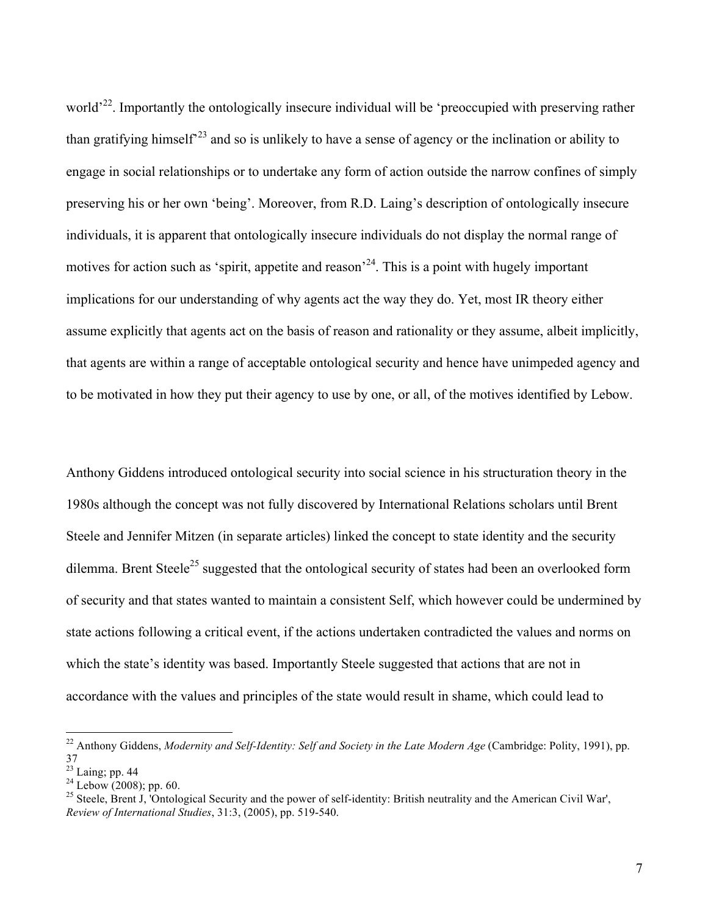world'[22]. Importantly the ontologically insecure individual will be 'preoccupied with preserving rather than gratifying himself'[23] and so is unlikely to have a sense of agency or the inclination or ability to engage in social relationships or to undertake any form of action outside the narrow confines of simply preserving his or her own 'being'. Moreover, from R.D. Laing's description of ontologically insecure individuals, it is apparent that ontologically insecure individuals do not display the normal range of motives for action such as 'spirit, appetite and reason'[24]. This is a point with hugely important implications for our understanding of why agents act the way they do. Yet, most IR theory either assume explicitly that agents act on the basis of reason and rationality or they assume, albeit implicitly, that agents are within a range of acceptable ontological security and hence have unimpeded agency and to be motivated in how they put their agency to use by one, or all, of the motives identified by Lebow.

Anthony Giddens introduced ontological security into social science in his structuration theory in the 1980s although the concept was not fully discovered by International Relations scholars until Brent Steele and Jennifer Mitzen (in separate articles) linked the concept to state identity and the security dilemma. Brent Steele[25] suggested that the ontological security of states had been an overlooked form of security and that states wanted to maintain a consistent Self, which however could be undermined by state actions following a critical event, if the actions undertaken contradicted the values and norms on which the state's identity was based. Importantly Steele suggested that actions that are not in accordance with the values and principles of the state would result in shame, which could lead to

---

[22] Anthony Giddens, *Modernity and Self-Identity: Self and Society in the Late Modern Age* (Cambridge: Polity, 1991), pp. 37

[23] Laing; pp. 44

[24] Lebow (2008); pp. 60.

[25] Steele, Brent J, 'Ontological Security and the power of self-identity: British neutrality and the American Civil War', *Review of International Studies*, 31:3, (2005), pp. 519-540.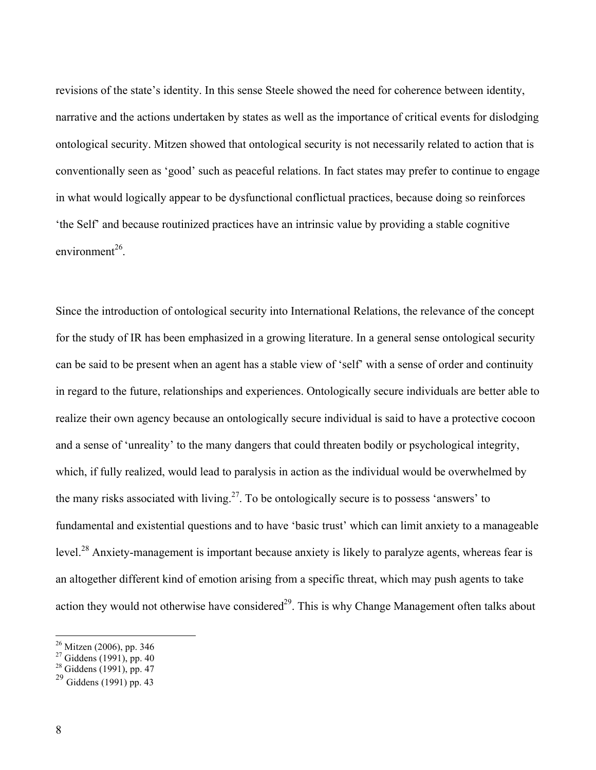revisions of the state's identity. In this sense Steele showed the need for coherence between identity, narrative and the actions undertaken by states as well as the importance of critical events for dislodging ontological security. Mitzen showed that ontological security is not necessarily related to action that is conventionally seen as 'good' such as peaceful relations. In fact states may prefer to continue to engage in what would logically appear to be dysfunctional conflictual practices, because doing so reinforces 'the Self' and because routinized practices have an intrinsic value by providing a stable cognitive environment[26].

Since the introduction of ontological security into International Relations, the relevance of the concept for the study of IR has been emphasized in a growing literature. In a general sense ontological security can be said to be present when an agent has a stable view of 'self' with a sense of order and continuity in regard to the future, relationships and experiences. Ontologically secure individuals are better able to realize their own agency because an ontologically secure individual is said to have a protective cocoon and a sense of 'unreality' to the many dangers that could threaten bodily or psychological integrity, which, if fully realized, would lead to paralysis in action as the individual would be overwhelmed by the many risks associated with living.[27]. To be ontologically secure is to possess 'answers' to fundamental and existential questions and to have 'basic trust' which can limit anxiety to a manageable level.[28] Anxiety-management is important because anxiety is likely to paralyze agents, whereas fear is an altogether different kind of emotion arising from a specific threat, which may push agents to take action they would not otherwise have considered[29]. This is why Change Management often talks about

---

[26] Mitzen (2006), pp. 346
[27] Giddens (1991), pp. 40
[28] Giddens (1991), pp. 47
[29] Giddens (1991) pp. 43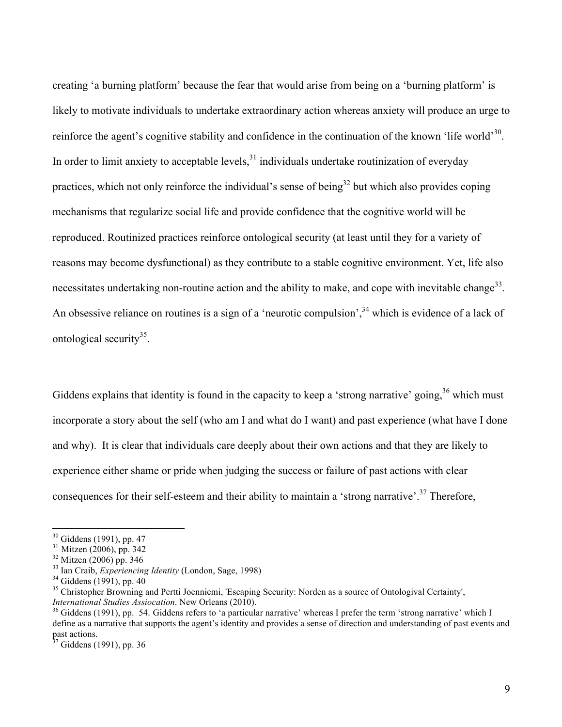creating 'a burning platform' because the fear that would arise from being on a 'burning platform' is likely to motivate individuals to undertake extraordinary action whereas anxiety will produce an urge to reinforce the agent's cognitive stability and confidence in the continuation of the known 'life world'[30]. In order to limit anxiety to acceptable levels,[31] individuals undertake routinization of everyday practices, which not only reinforce the individual's sense of being[32] but which also provides coping mechanisms that regularize social life and provide confidence that the cognitive world will be reproduced. Routinized practices reinforce ontological security (at least until they for a variety of reasons may become dysfunctional) as they contribute to a stable cognitive environment. Yet, life also necessitates undertaking non-routine action and the ability to make, and cope with inevitable change[33]. An obsessive reliance on routines is a sign of a 'neurotic compulsion',[34] which is evidence of a lack of ontological security[35].

Giddens explains that identity is found in the capacity to keep a 'strong narrative' going,[36] which must incorporate a story about the self (who am I and what do I want) and past experience (what have I done and why). It is clear that individuals care deeply about their own actions and that they are likely to experience either shame or pride when judging the success or failure of past actions with clear consequences for their self-esteem and their ability to maintain a 'strong narrative'.[37] Therefore,

---

[30] Giddens (1991), pp. 47

[31] Mitzen (2006), pp. 342

[32] Mitzen (2006) pp. 346

[33] Ian Craib, *Experiencing Identity* (London, Sage, 1998)

[34] Giddens (1991), pp. 40

[35] Christopher Browning and Pertti Joenniemi, 'Escaping Security: Norden as a source of Ontologival Certainty', *International Studies Assiocation*. New Orleans (2010).

[36] Giddens (1991), pp. 54. Giddens refers to 'a particular narrative' whereas I prefer the term 'strong narrative' which I define as a narrative that supports the agent's identity and provides a sense of direction and understanding of past events and past actions.

[37] Giddens (1991), pp. 36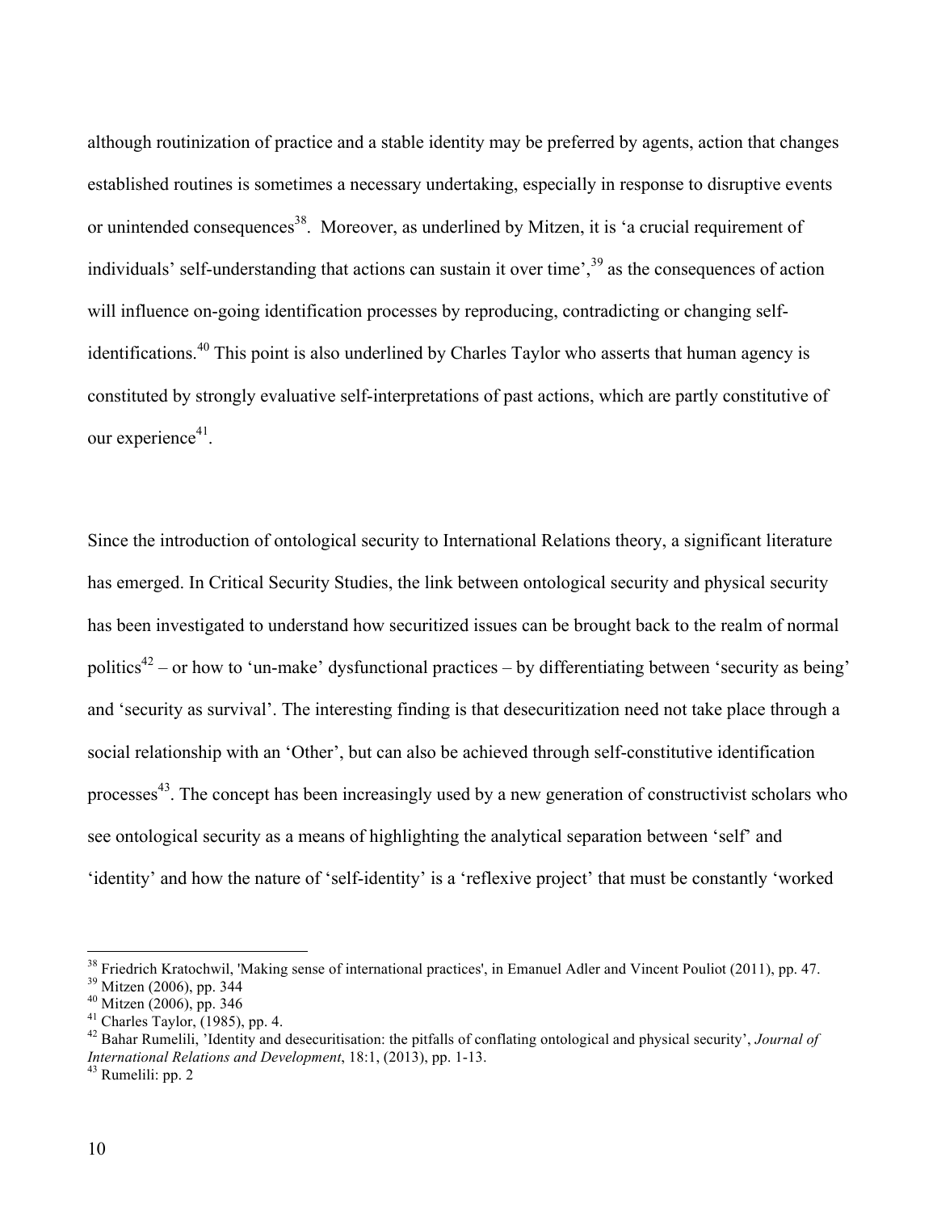although routinization of practice and a stable identity may be preferred by agents, action that changes established routines is sometimes a necessary undertaking, especially in response to disruptive events or unintended consequences[38]. Moreover, as underlined by Mitzen, it is 'a crucial requirement of individuals' self-understanding that actions can sustain it over time',[39] as the consequences of action will influence on-going identification processes by reproducing, contradicting or changing self-identifications.[40] This point is also underlined by Charles Taylor who asserts that human agency is constituted by strongly evaluative self-interpretations of past actions, which are partly constitutive of our experience[41].

Since the introduction of ontological security to International Relations theory, a significant literature has emerged. In Critical Security Studies, the link between ontological security and physical security has been investigated to understand how securitized issues can be brought back to the realm of normal politics[42] – or how to 'un-make' dysfunctional practices – by differentiating between 'security as being' and 'security as survival'. The interesting finding is that desecuritization need not take place through a social relationship with an 'Other', but can also be achieved through self-constitutive identification processes[43]. The concept has been increasingly used by a new generation of constructivist scholars who see ontological security as a means of highlighting the analytical separation between 'self' and 'identity' and how the nature of 'self-identity' is a 'reflexive project' that must be constantly 'worked

---

[38] Friedrich Kratochwil, 'Making sense of international practices', in Emanuel Adler and Vincent Pouliot (2011), pp. 47.
[39] Mitzen (2006), pp. 344
[40] Mitzen (2006), pp. 346
[41] Charles Taylor, (1985), pp. 4.
[42] Bahar Rumelili, 'Identity and desecuritisation: the pitfalls of conflating ontological and physical security', *Journal of International Relations and Development*, 18:1, (2013), pp. 1-13.
[43] Rumelili: pp. 2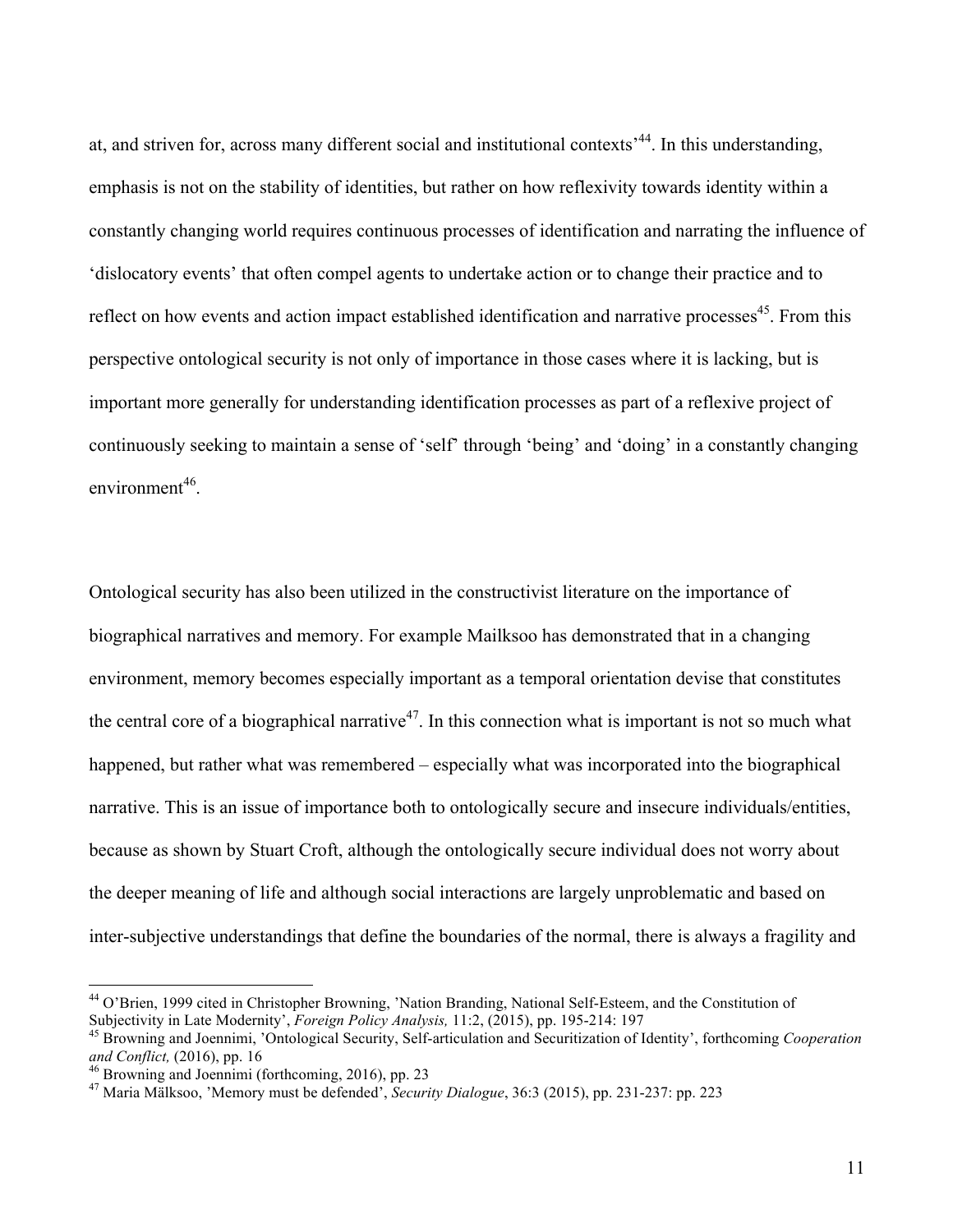at, and striven for, across many different social and institutional contexts'[44]. In this understanding, emphasis is not on the stability of identities, but rather on how reflexivity towards identity within a constantly changing world requires continuous processes of identification and narrating the influence of 'dislocatory events' that often compel agents to undertake action or to change their practice and to reflect on how events and action impact established identification and narrative processes[45]. From this perspective ontological security is not only of importance in those cases where it is lacking, but is important more generally for understanding identification processes as part of a reflexive project of continuously seeking to maintain a sense of 'self' through 'being' and 'doing' in a constantly changing environment[46].

Ontological security has also been utilized in the constructivist literature on the importance of biographical narratives and memory. For example Mailksoo has demonstrated that in a changing environment, memory becomes especially important as a temporal orientation devise that constitutes the central core of a biographical narrative[47]. In this connection what is important is not so much what happened, but rather what was remembered – especially what was incorporated into the biographical narrative. This is an issue of importance both to ontologically secure and insecure individuals/entities, because as shown by Stuart Croft, although the ontologically secure individual does not worry about the deeper meaning of life and although social interactions are largely unproblematic and based on inter-subjective understandings that define the boundaries of the normal, there is always a fragility and

---

[44] O'Brien, 1999 cited in Christopher Browning, 'Nation Branding, National Self-Esteem, and the Constitution of Subjectivity in Late Modernity', *Foreign Policy Analysis,* 11:2, (2015), pp. 195-214: 197

[45] Browning and Joennimi, 'Ontological Security, Self-articulation and Securitization of Identity', forthcoming *Cooperation and Conflict,* (2016), pp. 16

[46] Browning and Joennimi (forthcoming, 2016), pp. 23

[47] Maria Mälksoo, 'Memory must be defended', *Security Dialogue*, 36:3 (2015), pp. 231-237: pp. 223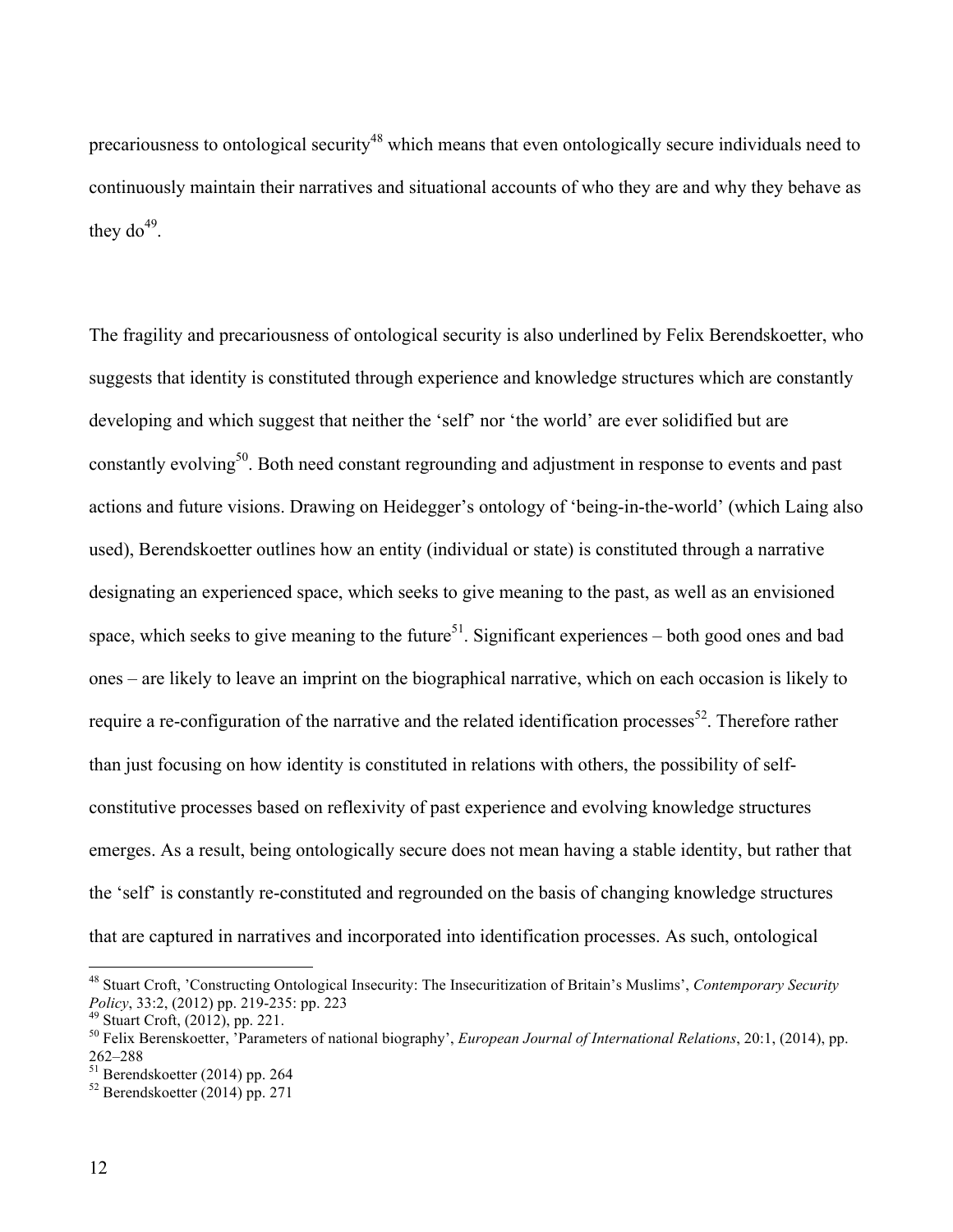precariousness to ontological security[48] which means that even ontologically secure individuals need to continuously maintain their narratives and situational accounts of who they are and why they behave as they do[49].

The fragility and precariousness of ontological security is also underlined by Felix Berendskoetter, who suggests that identity is constituted through experience and knowledge structures which are constantly developing and which suggest that neither the 'self' nor 'the world' are ever solidified but are constantly evolving[50]. Both need constant regrounding and adjustment in response to events and past actions and future visions. Drawing on Heidegger's ontology of 'being-in-the-world' (which Laing also used), Berendskoetter outlines how an entity (individual or state) is constituted through a narrative designating an experienced space, which seeks to give meaning to the past, as well as an envisioned space, which seeks to give meaning to the future[51]. Significant experiences – both good ones and bad ones – are likely to leave an imprint on the biographical narrative, which on each occasion is likely to require a re-configuration of the narrative and the related identification processes[52]. Therefore rather than just focusing on how identity is constituted in relations with others, the possibility of self-constitutive processes based on reflexivity of past experience and evolving knowledge structures emerges. As a result, being ontologically secure does not mean having a stable identity, but rather that the 'self' is constantly re-constituted and regrounded on the basis of changing knowledge structures that are captured in narratives and incorporated into identification processes. As such, ontological

---

[48] Stuart Croft, 'Constructing Ontological Insecurity: The Insecuritization of Britain's Muslims', *Contemporary Security Policy*, 33:2, (2012) pp. 219-235: pp. 223

[49] Stuart Croft, (2012), pp. 221.

[50] Felix Berenskoetter, 'Parameters of national biography', *European Journal of International Relations*, 20:1, (2014), pp. 262–288

[51] Berendskoetter (2014) pp. 264

[52] Berendskoetter (2014) pp. 271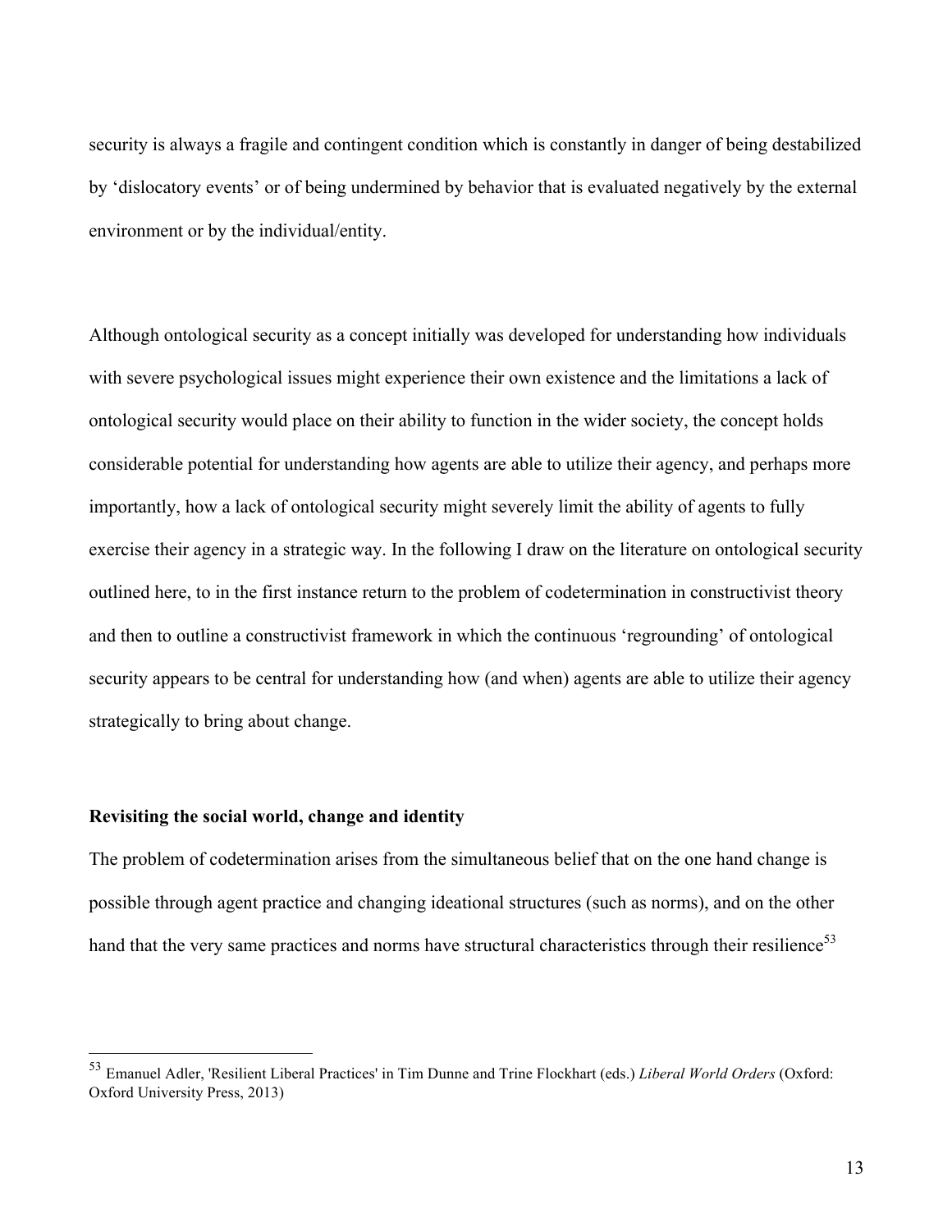security is always a fragile and contingent condition which is constantly in danger of being destabilized by 'dislocatory events' or of being undermined by behavior that is evaluated negatively by the external environment or by the individual/entity.

Although ontological security as a concept initially was developed for understanding how individuals with severe psychological issues might experience their own existence and the limitations a lack of ontological security would place on their ability to function in the wider society, the concept holds considerable potential for understanding how agents are able to utilize their agency, and perhaps more importantly, how a lack of ontological security might severely limit the ability of agents to fully exercise their agency in a strategic way. In the following I draw on the literature on ontological security outlined here, to in the first instance return to the problem of codetermination in constructivist theory and then to outline a constructivist framework in which the continuous 'regrounding' of ontological security appears to be central for understanding how (and when) agents are able to utilize their agency strategically to bring about change.

**Revisiting the social world, change and identity**

The problem of codetermination arises from the simultaneous belief that on the one hand change is possible through agent practice and changing ideational structures (such as norms), and on the other hand that the very same practices and norms have structural characteristics through their resilience[53]

[53] Emanuel Adler, 'Resilient Liberal Practices' in Tim Dunne and Trine Flockhart (eds.) *Liberal World Orders* (Oxford: Oxford University Press, 2013)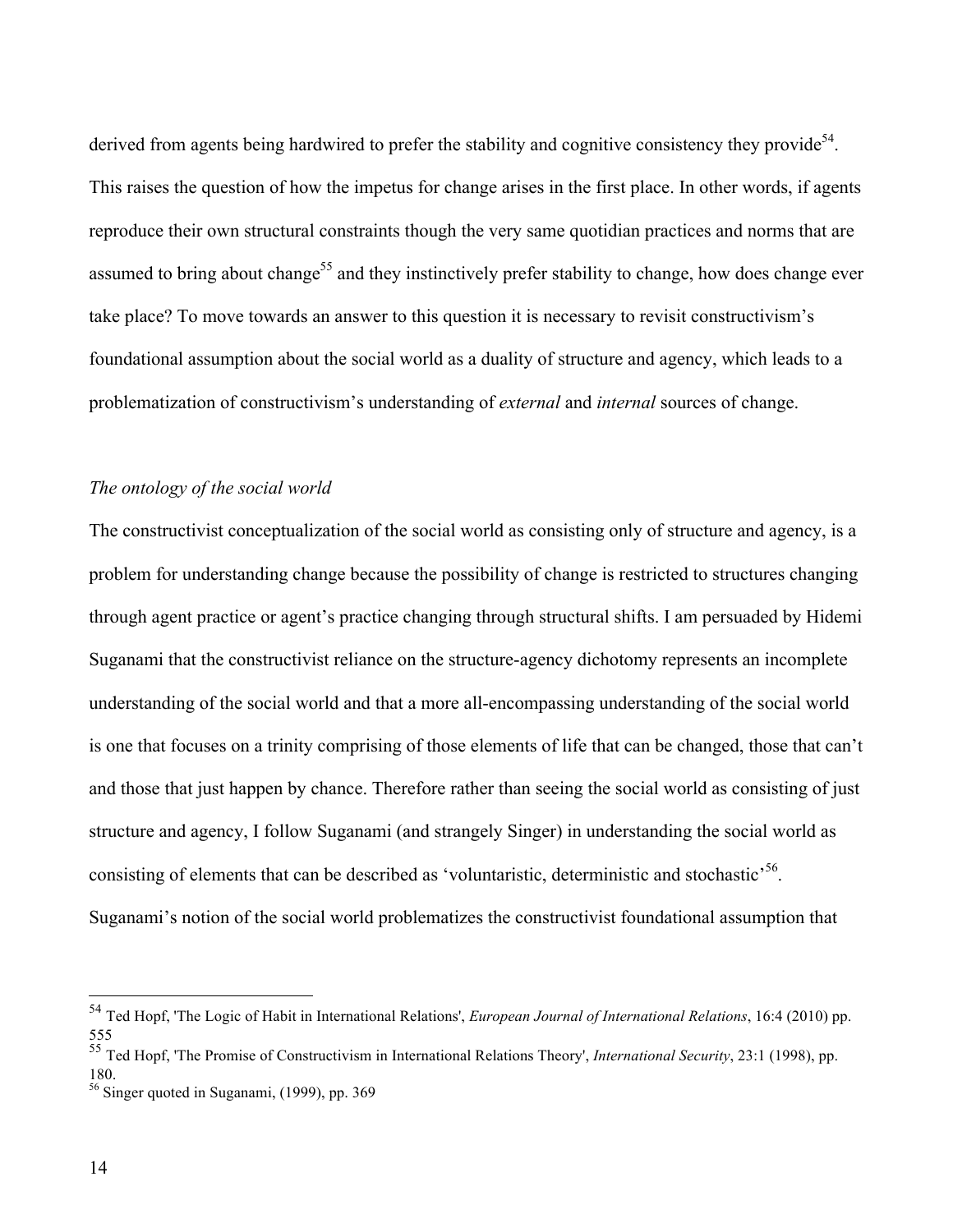derived from agents being hardwired to prefer the stability and cognitive consistency they provide[54]. This raises the question of how the impetus for change arises in the first place. In other words, if agents reproduce their own structural constraints though the very same quotidian practices and norms that are assumed to bring about change[55] and they instinctively prefer stability to change, how does change ever take place? To move towards an answer to this question it is necessary to revisit constructivism's foundational assumption about the social world as a duality of structure and agency, which leads to a problematization of constructivism's understanding of *external* and *internal* sources of change.

*The ontology of the social world*

The constructivist conceptualization of the social world as consisting only of structure and agency, is a problem for understanding change because the possibility of change is restricted to structures changing through agent practice or agent's practice changing through structural shifts. I am persuaded by Hidemi Suganami that the constructivist reliance on the structure-agency dichotomy represents an incomplete understanding of the social world and that a more all-encompassing understanding of the social world is one that focuses on a trinity comprising of those elements of life that can be changed, those that can't and those that just happen by chance. Therefore rather than seeing the social world as consisting of just structure and agency, I follow Suganami (and strangely Singer) in understanding the social world as consisting of elements that can be described as 'voluntaristic, deterministic and stochastic'[56]. Suganami's notion of the social world problematizes the constructivist foundational assumption that

---

[54] Ted Hopf, 'The Logic of Habit in International Relations', *European Journal of International Relations*, 16:4 (2010) pp. 555

[55] Ted Hopf, 'The Promise of Constructivism in International Relations Theory', *International Security*, 23:1 (1998), pp. 180.

[56] Singer quoted in Suganami, (1999), pp. 369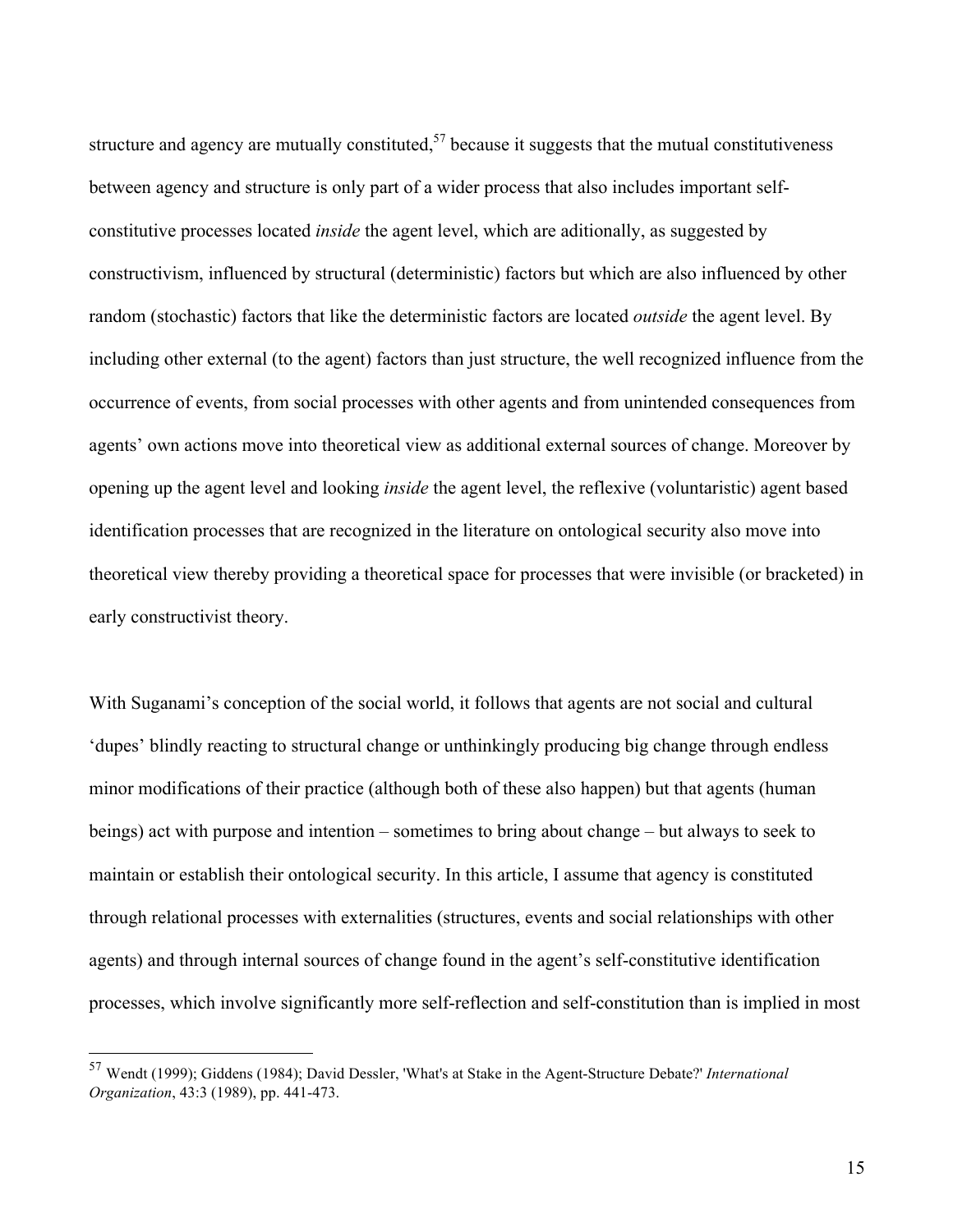structure and agency are mutually constituted,[57] because it suggests that the mutual constitutiveness between agency and structure is only part of a wider process that also includes important self-constitutive processes located *inside* the agent level, which are aditionally, as suggested by constructivism, influenced by structural (deterministic) factors but which are also influenced by other random (stochastic) factors that like the deterministic factors are located *outside* the agent level. By including other external (to the agent) factors than just structure, the well recognized influence from the occurrence of events, from social processes with other agents and from unintended consequences from agents' own actions move into theoretical view as additional external sources of change. Moreover by opening up the agent level and looking *inside* the agent level, the reflexive (voluntaristic) agent based identification processes that are recognized in the literature on ontological security also move into theoretical view thereby providing a theoretical space for processes that were invisible (or bracketed) in early constructivist theory.

With Suganami's conception of the social world, it follows that agents are not social and cultural 'dupes' blindly reacting to structural change or unthinkingly producing big change through endless minor modifications of their practice (although both of these also happen) but that agents (human beings) act with purpose and intention – sometimes to bring about change – but always to seek to maintain or establish their ontological security. In this article, I assume that agency is constituted through relational processes with externalities (structures, events and social relationships with other agents) and through internal sources of change found in the agent's self-constitutive identification processes, which involve significantly more self-reflection and self-constitution than is implied in most

---

[57] Wendt (1999); Giddens (1984); David Dessler, 'What's at Stake in the Agent-Structure Debate?' *International Organization*, 43:3 (1989), pp. 441-473.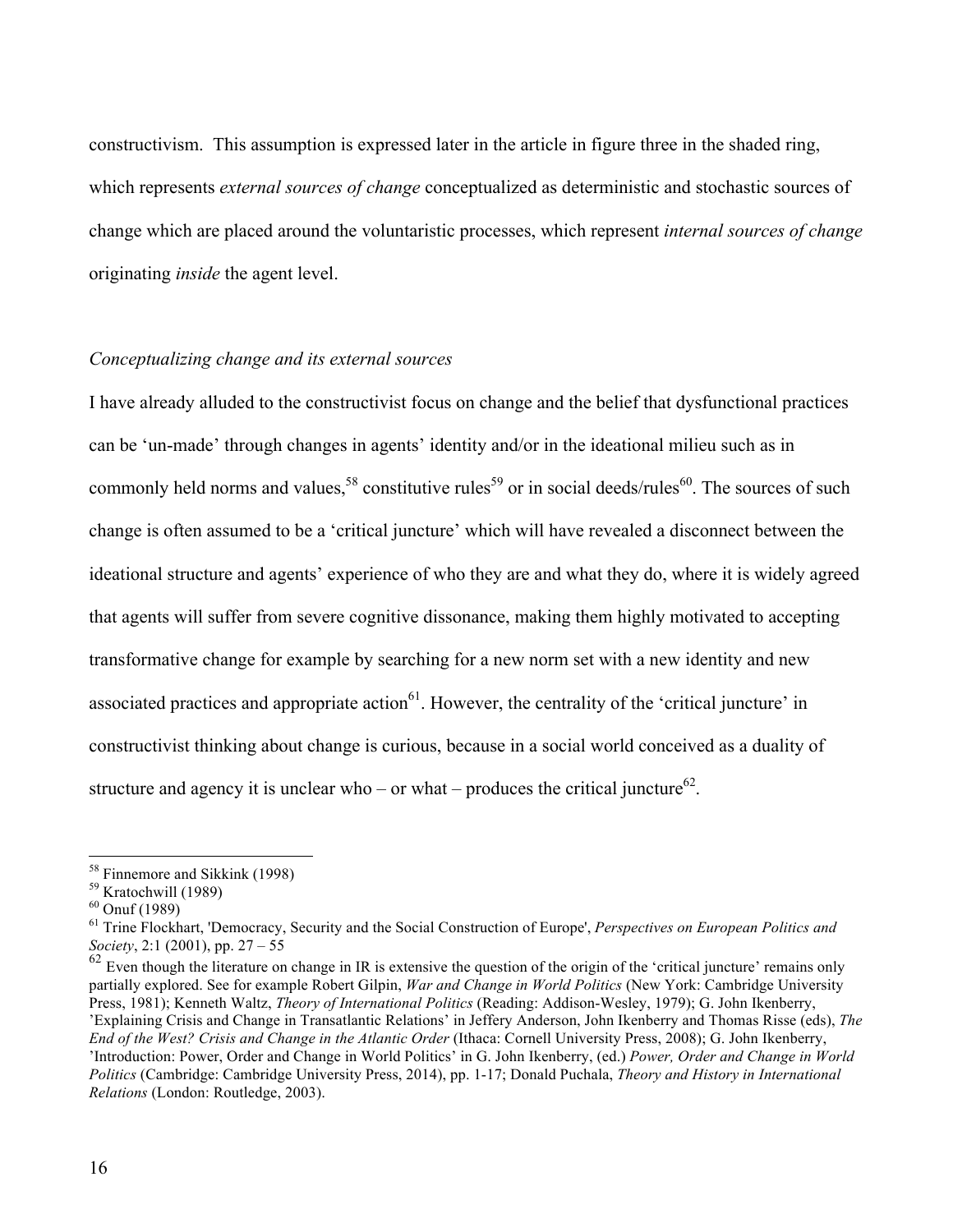constructivism. This assumption is expressed later in the article in figure three in the shaded ring, which represents *external sources of change* conceptualized as deterministic and stochastic sources of change which are placed around the voluntaristic processes, which represent *internal sources of change* originating *inside* the agent level.

### *Conceptualizing change and its external sources*

I have already alluded to the constructivist focus on change and the belief that dysfunctional practices can be 'un-made' through changes in agents' identity and/or in the ideational milieu such as in commonly held norms and values,[58] constitutive rules[59] or in social deeds/rules[60]. The sources of such change is often assumed to be a 'critical juncture' which will have revealed a disconnect between the ideational structure and agents' experience of who they are and what they do, where it is widely agreed that agents will suffer from severe cognitive dissonance, making them highly motivated to accepting transformative change for example by searching for a new norm set with a new identity and new associated practices and appropriate action[61]. However, the centrality of the 'critical juncture' in constructivist thinking about change is curious, because in a social world conceived as a duality of structure and agency it is unclear who – or what – produces the critical juncture[62].

---

[58] Finnemore and Sikkink (1998)

[59] Kratochwill (1989)

[60] Onuf (1989)

[61] Trine Flockhart, 'Democracy, Security and the Social Construction of Europe', *Perspectives on European Politics and Society*, 2:1 (2001), pp. 27 – 55

[62] Even though the literature on change in IR is extensive the question of the origin of the 'critical juncture' remains only partially explored. See for example Robert Gilpin, *War and Change in World Politics* (New York: Cambridge University Press, 1981); Kenneth Waltz, *Theory of International Politics* (Reading: Addison-Wesley, 1979); G. John Ikenberry, 'Explaining Crisis and Change in Transatlantic Relations' in Jeffery Anderson, John Ikenberry and Thomas Risse (eds), *The End of the West? Crisis and Change in the Atlantic Order* (Ithaca: Cornell University Press, 2008); G. John Ikenberry, 'Introduction: Power, Order and Change in World Politics' in G. John Ikenberry, (ed.) *Power, Order and Change in World Politics* (Cambridge: Cambridge University Press, 2014), pp. 1-17; Donald Puchala, *Theory and History in International Relations* (London: Routledge, 2003).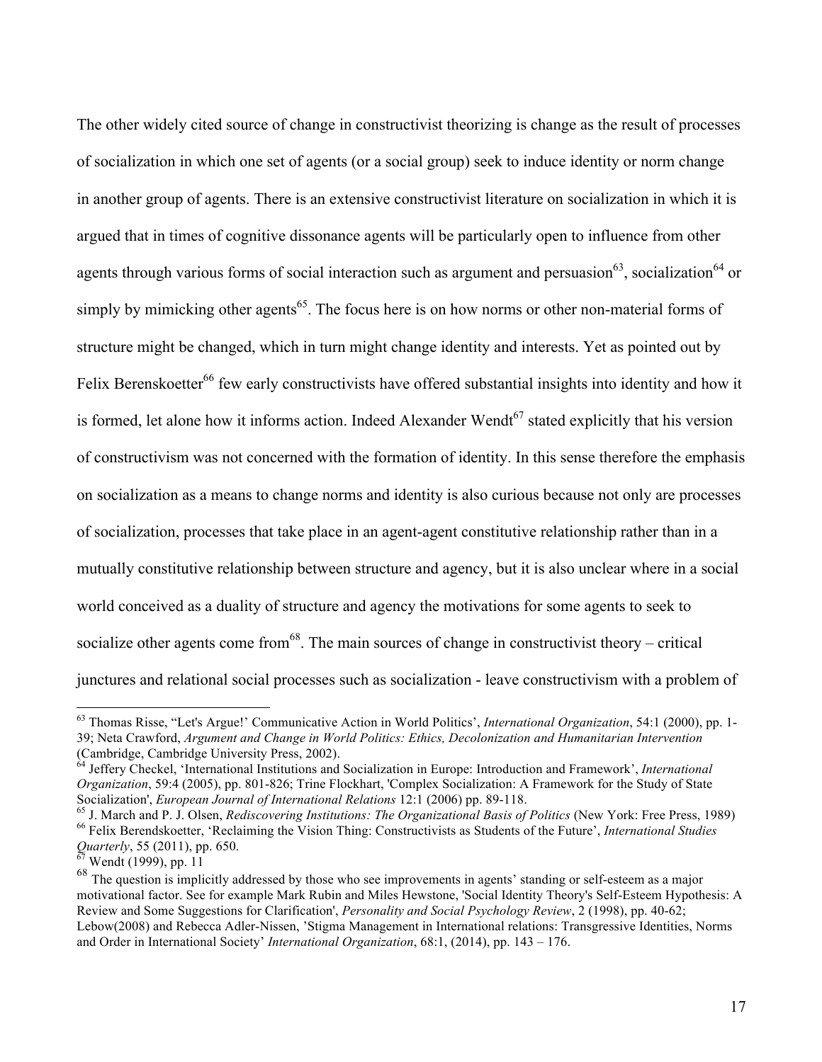The other widely cited source of change in constructivist theorizing is change as the result of processes of socialization in which one set of agents (or a social group) seek to induce identity or norm change in another group of agents. There is an extensive constructivist literature on socialization in which it is argued that in times of cognitive dissonance agents will be particularly open to influence from other agents through various forms of social interaction such as argument and persuasion[63], socialization[64] or simply by mimicking other agents[65]. The focus here is on how norms or other non-material forms of structure might be changed, which in turn might change identity and interests. Yet as pointed out by Felix Berenskoetter[66] few early constructivists have offered substantial insights into identity and how it is formed, let alone how it informs action. Indeed Alexander Wendt[67] stated explicitly that his version of constructivism was not concerned with the formation of identity. In this sense therefore the emphasis on socialization as a means to change norms and identity is also curious because not only are processes of socialization, processes that take place in an agent-agent constitutive relationship rather than in a mutually constitutive relationship between structure and agency, but it is also unclear where in a social world conceived as a duality of structure and agency the motivations for some agents to seek to socialize other agents come from[68]. The main sources of change in constructivist theory – critical junctures and relational social processes such as socialization - leave constructivism with a problem of

---

[63] Thomas Risse, "Let's Argue!' Communicative Action in World Politics', *International Organization*, 54:1 (2000), pp. 1-39; Neta Crawford, *Argument and Change in World Politics: Ethics, Decolonization and Humanitarian Intervention* (Cambridge, Cambridge University Press, 2002).

[64] Jeffery Checkel, 'International Institutions and Socialization in Europe: Introduction and Framework', *International Organization*, 59:4 (2005), pp. 801-826; Trine Flockhart, 'Complex Socialization: A Framework for the Study of State Socialization', *European Journal of International Relations* 12:1 (2006) pp. 89-118.

[65] J. March and P. J. Olsen, *Rediscovering Institutions: The Organizational Basis of Politics* (New York: Free Press, 1989)

[66] Felix Berendskoetter, 'Reclaiming the Vision Thing: Constructivists as Students of the Future', *International Studies Quarterly*, 55 (2011), pp. 650.

[67] Wendt (1999), pp. 11

[68] The question is implicitly addressed by those who see improvements in agents' standing or self-esteem as a major motivational factor. See for example Mark Rubin and Miles Hewstone, 'Social Identity Theory's Self-Esteem Hypothesis: A Review and Some Suggestions for Clarification', *Personality and Social Psychology Review*, 2 (1998), pp. 40-62; Lebow(2008) and Rebecca Adler-Nissen, 'Stigma Management in International relations: Transgressive Identities, Norms and Order in International Society' *International Organization*, 68:1, (2014), pp. 143 – 176.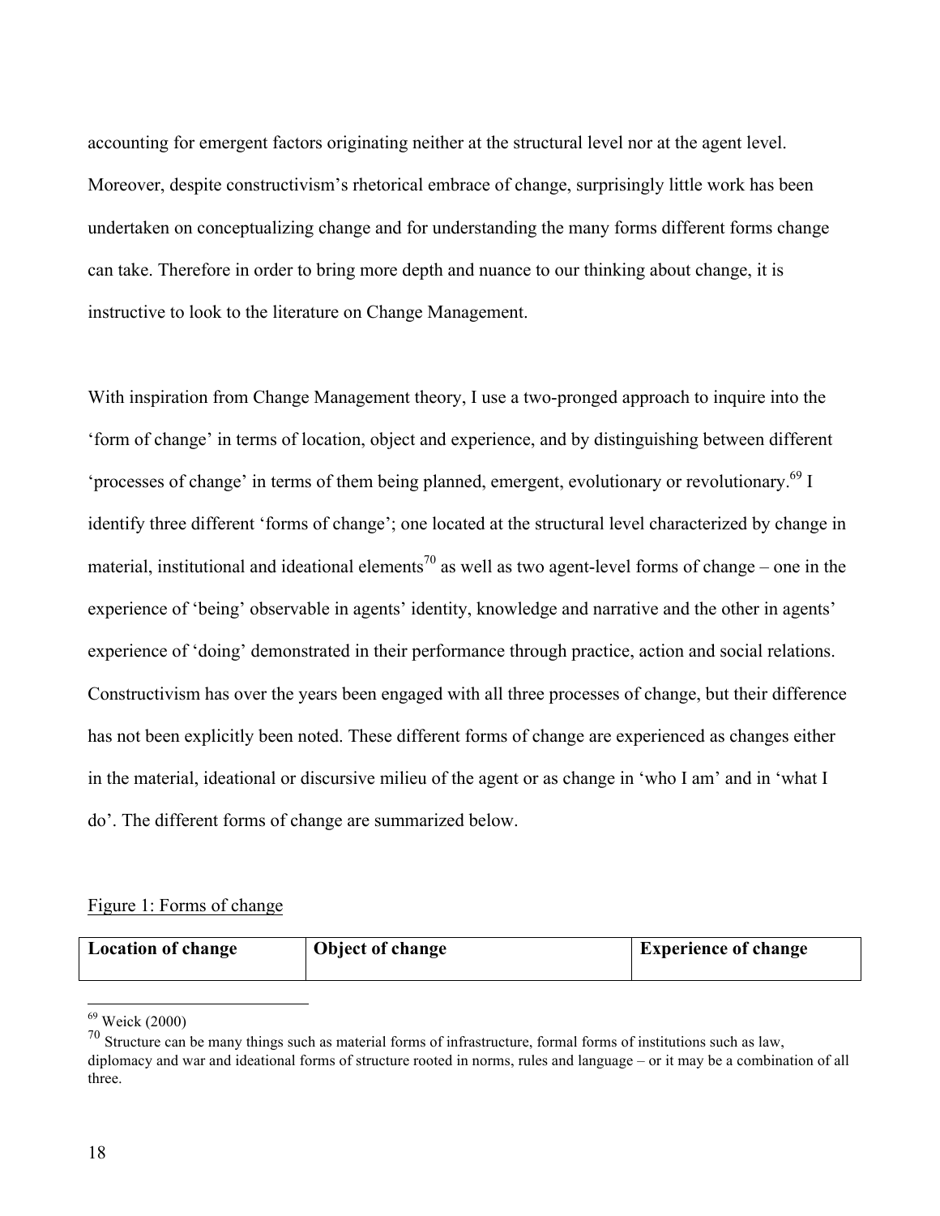accounting for emergent factors originating neither at the structural level nor at the agent level. Moreover, despite constructivism's rhetorical embrace of change, surprisingly little work has been undertaken on conceptualizing change and for understanding the many forms different forms change can take. Therefore in order to bring more depth and nuance to our thinking about change, it is instructive to look to the literature on Change Management.

With inspiration from Change Management theory, I use a two-pronged approach to inquire into the 'form of change' in terms of location, object and experience, and by distinguishing between different 'processes of change' in terms of them being planned, emergent, evolutionary or revolutionary.[69] I identify three different 'forms of change'; one located at the structural level characterized by change in material, institutional and ideational elements[70] as well as two agent-level forms of change – one in the experience of 'being' observable in agents' identity, knowledge and narrative and the other in agents' experience of 'doing' demonstrated in their performance through practice, action and social relations. Constructivism has over the years been engaged with all three processes of change, but their difference has not been explicitly been noted. These different forms of change are experienced as changes either in the material, ideational or discursive milieu of the agent or as change in 'who I am' and in 'what I do'. The different forms of change are summarized below.

<u>Figure 1: Forms of change</u>

| Location of change | Object of change | Experience of change |
|---|---|---|

[69] Weick (2000)

[70] Structure can be many things such as material forms of infrastructure, formal forms of institutions such as law, diplomacy and war and ideational forms of structure rooted in norms, rules and language – or it may be a combination of all three.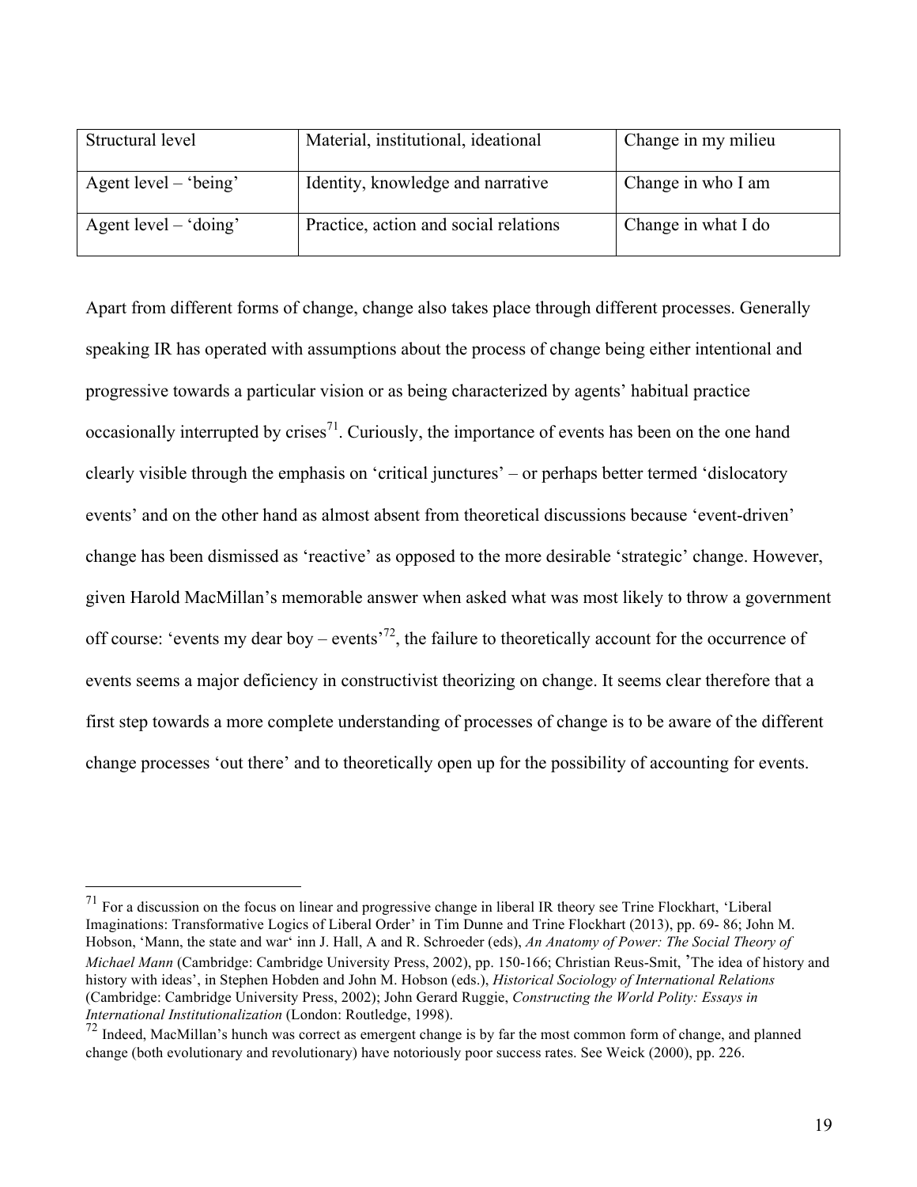| Structural level | Material, institutional, ideational | Change in my milieu |
|---|---|---|
| Agent level – 'being' | Identity, knowledge and narrative | Change in who I am |
| Agent level – 'doing' | Practice, action and social relations | Change in what I do |

Apart from different forms of change, change also takes place through different processes. Generally speaking IR has operated with assumptions about the process of change being either intentional and progressive towards a particular vision or as being characterized by agents' habitual practice occasionally interrupted by crises[71]. Curiously, the importance of events has been on the one hand clearly visible through the emphasis on 'critical junctures' – or perhaps better termed 'dislocatory events' and on the other hand as almost absent from theoretical discussions because 'event-driven' change has been dismissed as 'reactive' as opposed to the more desirable 'strategic' change. However, given Harold MacMillan's memorable answer when asked what was most likely to throw a government off course: 'events my dear boy – events'[72], the failure to theoretically account for the occurrence of events seems a major deficiency in constructivist theorizing on change. It seems clear therefore that a first step towards a more complete understanding of processes of change is to be aware of the different change processes 'out there' and to theoretically open up for the possibility of accounting for events.

---

[71] For a discussion on the focus on linear and progressive change in liberal IR theory see Trine Flockhart, 'Liberal Imaginations: Transformative Logics of Liberal Order' in Tim Dunne and Trine Flockhart (2013), pp. 69- 86; John M. Hobson, 'Mann, the state and war' inn J. Hall, A and R. Schroeder (eds), *An Anatomy of Power: The Social Theory of Michael Mann* (Cambridge: Cambridge University Press, 2002), pp. 150-166; Christian Reus-Smit, 'The idea of history and history with ideas', in Stephen Hobden and John M. Hobson (eds.), *Historical Sociology of International Relations* (Cambridge: Cambridge University Press, 2002); John Gerard Ruggie, *Constructing the World Polity: Essays in International Institutionalization* (London: Routledge, 1998).

[72] Indeed, MacMillan's hunch was correct as emergent change is by far the most common form of change, and planned change (both evolutionary and revolutionary) have notoriously poor success rates. See Weick (2000), pp. 226.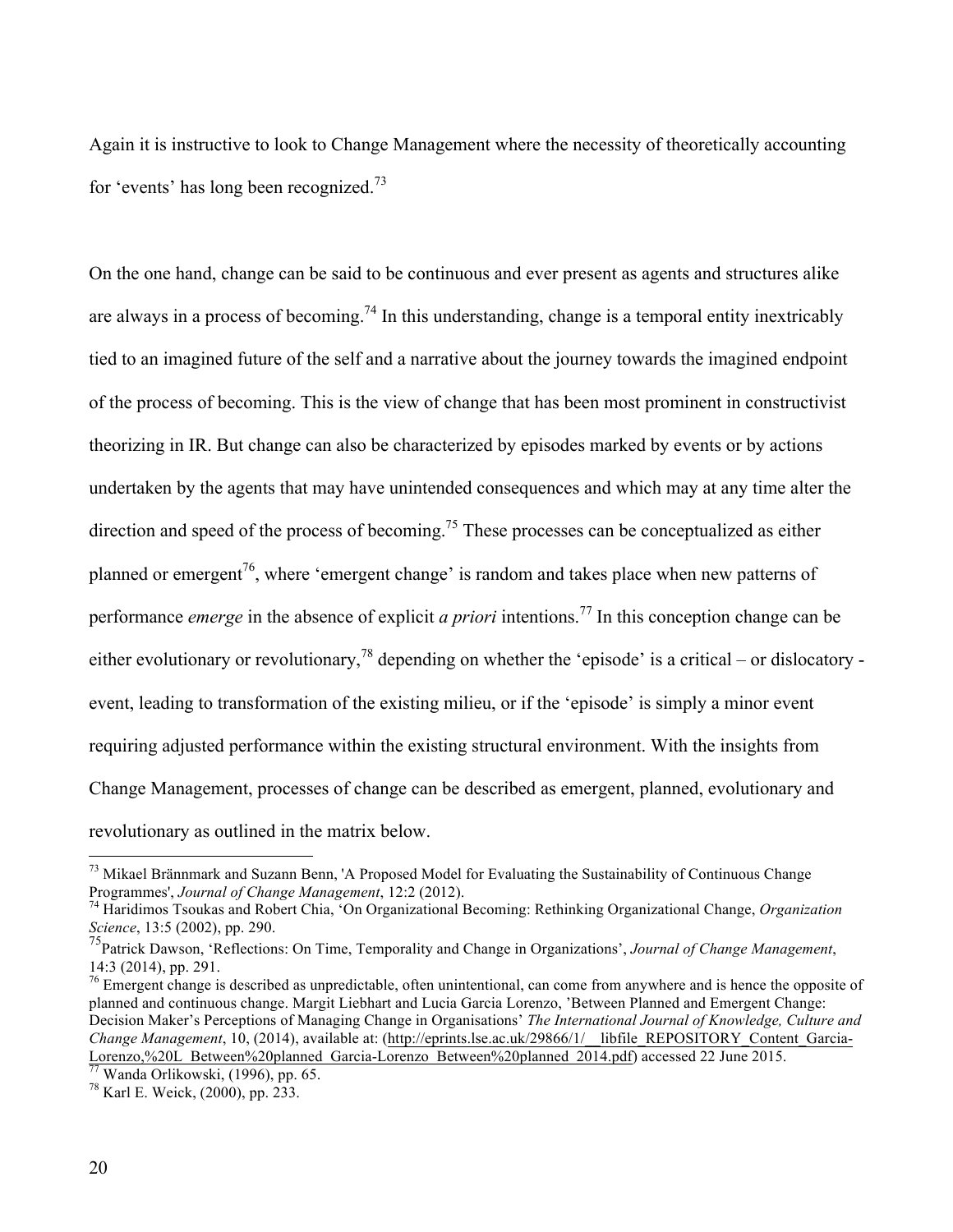Again it is instructive to look to Change Management where the necessity of theoretically accounting for 'events' has long been recognized.[73]

On the one hand, change can be said to be continuous and ever present as agents and structures alike are always in a process of becoming.[74] In this understanding, change is a temporal entity inextricably tied to an imagined future of the self and a narrative about the journey towards the imagined endpoint of the process of becoming. This is the view of change that has been most prominent in constructivist theorizing in IR. But change can also be characterized by episodes marked by events or by actions undertaken by the agents that may have unintended consequences and which may at any time alter the direction and speed of the process of becoming.[75] These processes can be conceptualized as either planned or emergent[76], where 'emergent change' is random and takes place when new patterns of performance *emerge* in the absence of explicit *a priori* intentions.[77] In this conception change can be either evolutionary or revolutionary,[78] depending on whether the 'episode' is a critical – or dislocatory - event, leading to transformation of the existing milieu, or if the 'episode' is simply a minor event requiring adjusted performance within the existing structural environment. With the insights from Change Management, processes of change can be described as emergent, planned, evolutionary and revolutionary as outlined in the matrix below.

---

[73] Mikael Brännmark and Suzann Benn, 'A Proposed Model for Evaluating the Sustainability of Continuous Change Programmes', *Journal of Change Management*, 12:2 (2012).

[74] Haridimos Tsoukas and Robert Chia, 'On Organizational Becoming: Rethinking Organizational Change, *Organization Science*, 13:5 (2002), pp. 290.

[75] Patrick Dawson, 'Reflections: On Time, Temporality and Change in Organizations', *Journal of Change Management*, 14:3 (2014), pp. 291.

[76] Emergent change is described as unpredictable, often unintentional, can come from anywhere and is hence the opposite of planned and continuous change. Margit Liebhart and Lucia Garcia Lorenzo, 'Between Planned and Emergent Change: Decision Maker's Perceptions of Managing Change in Organisations' *The International Journal of Knowledge, Culture and Change Management*, 10, (2014), available at: (http://eprints.lse.ac.uk/29866/1/__libfile_REPOSITORY_Content_Garcia-Lorenzo,%20L_Between%20planned_Garcia-Lorenzo_Between%20planned_2014.pdf) accessed 22 June 2015.

[77] Wanda Orlikowski, (1996), pp. 65.

[78] Karl E. Weick, (2000), pp. 233.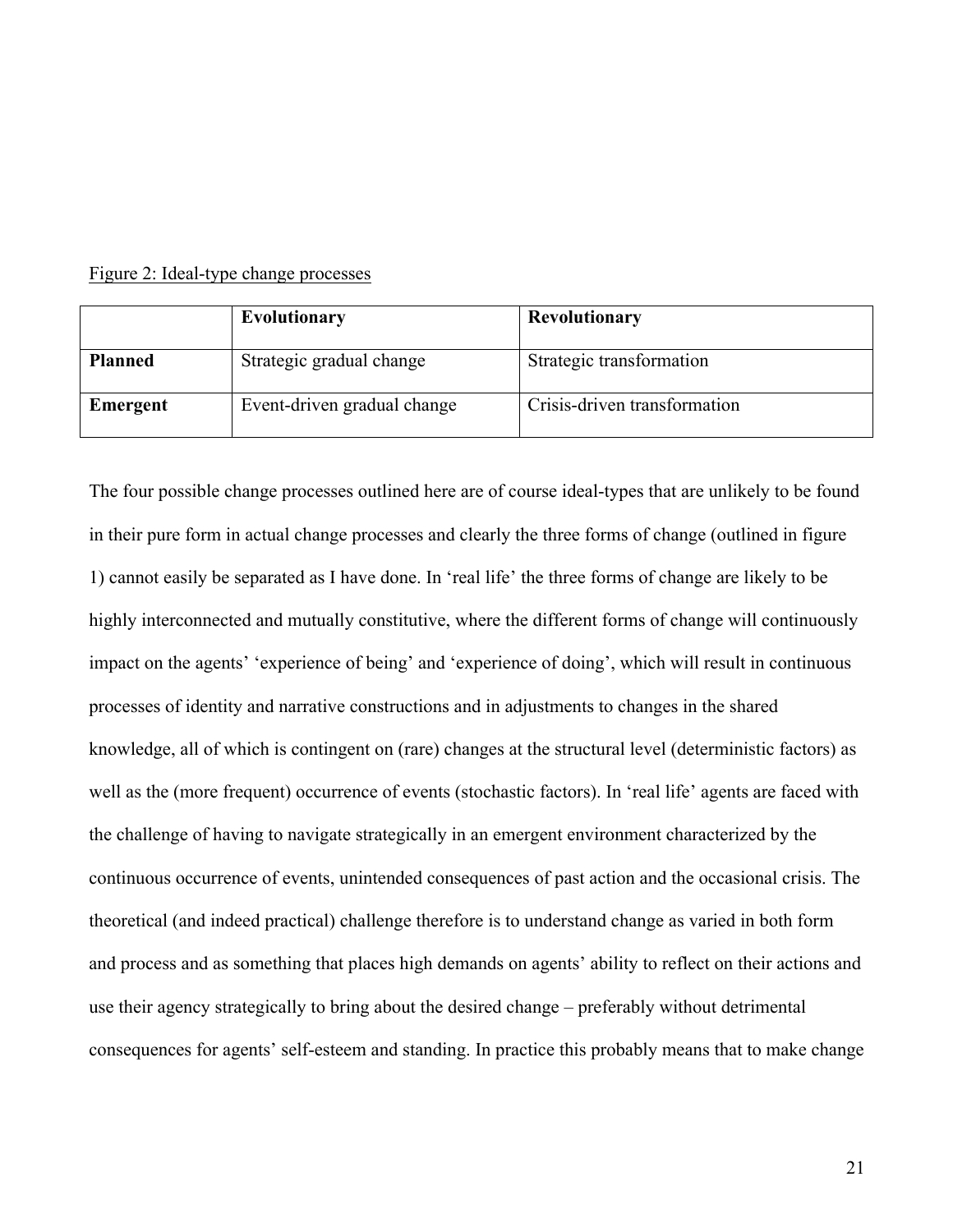Figure 2: Ideal-type change processes

| | **Evolutionary** | **Revolutionary** |
|---|---|---|
| **Planned** | Strategic gradual change | Strategic transformation |
| **Emergent** | Event-driven gradual change | Crisis-driven transformation |

The four possible change processes outlined here are of course ideal-types that are unlikely to be found in their pure form in actual change processes and clearly the three forms of change (outlined in figure 1) cannot easily be separated as I have done. In 'real life' the three forms of change are likely to be highly interconnected and mutually constitutive, where the different forms of change will continuously impact on the agents' 'experience of being' and 'experience of doing', which will result in continuous processes of identity and narrative constructions and in adjustments to changes in the shared knowledge, all of which is contingent on (rare) changes at the structural level (deterministic factors) as well as the (more frequent) occurrence of events (stochastic factors). In 'real life' agents are faced with the challenge of having to navigate strategically in an emergent environment characterized by the continuous occurrence of events, unintended consequences of past action and the occasional crisis. The theoretical (and indeed practical) challenge therefore is to understand change as varied in both form and process and as something that places high demands on agents' ability to reflect on their actions and use their agency strategically to bring about the desired change – preferably without detrimental consequences for agents' self-esteem and standing. In practice this probably means that to make change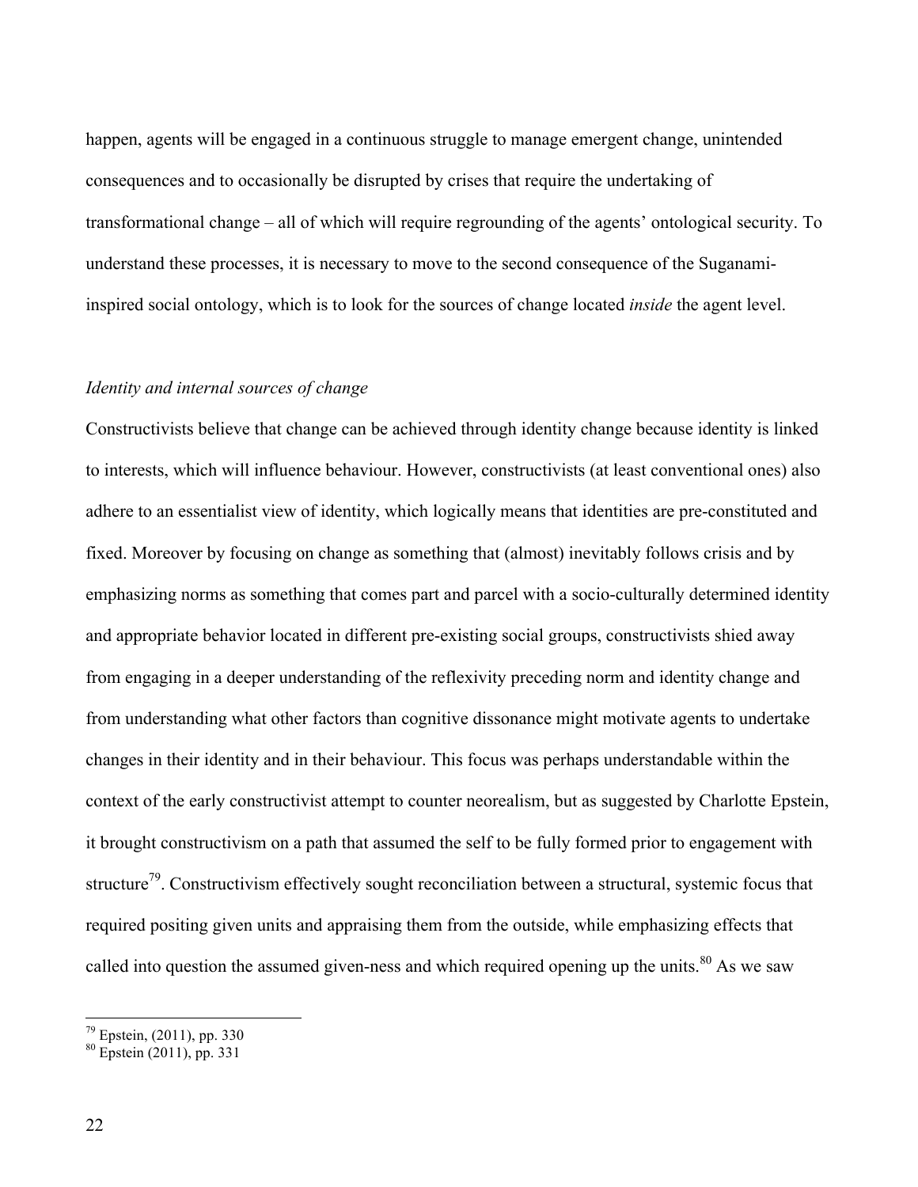happen, agents will be engaged in a continuous struggle to manage emergent change, unintended consequences and to occasionally be disrupted by crises that require the undertaking of transformational change – all of which will require regrounding of the agents' ontological security. To understand these processes, it is necessary to move to the second consequence of the Suganami-inspired social ontology, which is to look for the sources of change located *inside* the agent level.

### *Identity and internal sources of change*

Constructivists believe that change can be achieved through identity change because identity is linked to interests, which will influence behaviour. However, constructivists (at least conventional ones) also adhere to an essentialist view of identity, which logically means that identities are pre-constituted and fixed. Moreover by focusing on change as something that (almost) inevitably follows crisis and by emphasizing norms as something that comes part and parcel with a socio-culturally determined identity and appropriate behavior located in different pre-existing social groups, constructivists shied away from engaging in a deeper understanding of the reflexivity preceding norm and identity change and from understanding what other factors than cognitive dissonance might motivate agents to undertake changes in their identity and in their behaviour. This focus was perhaps understandable within the context of the early constructivist attempt to counter neorealism, but as suggested by Charlotte Epstein, it brought constructivism on a path that assumed the self to be fully formed prior to engagement with structure[79]. Constructivism effectively sought reconciliation between a structural, systemic focus that required positing given units and appraising them from the outside, while emphasizing effects that called into question the assumed given-ness and which required opening up the units.[80] As we saw

---

[79] Epstein, (2011), pp. 330

[80] Epstein (2011), pp. 331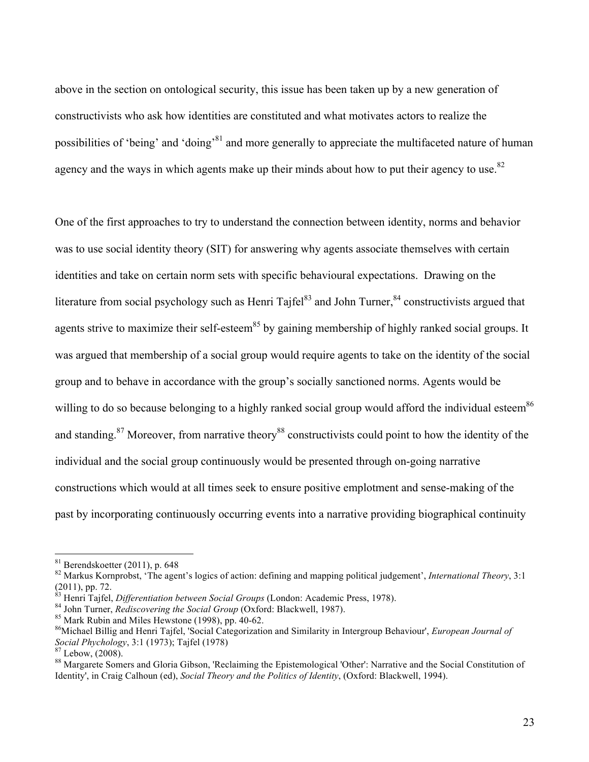above in the section on ontological security, this issue has been taken up by a new generation of constructivists who ask how identities are constituted and what motivates actors to realize the possibilities of 'being' and 'doing'[81] and more generally to appreciate the multifaceted nature of human agency and the ways in which agents make up their minds about how to put their agency to use.[82]

One of the first approaches to try to understand the connection between identity, norms and behavior was to use social identity theory (SIT) for answering why agents associate themselves with certain identities and take on certain norm sets with specific behavioural expectations. Drawing on the literature from social psychology such as Henri Tajfel[83] and John Turner,[84] constructivists argued that agents strive to maximize their self-esteem[85] by gaining membership of highly ranked social groups. It was argued that membership of a social group would require agents to take on the identity of the social group and to behave in accordance with the group's socially sanctioned norms. Agents would be willing to do so because belonging to a highly ranked social group would afford the individual esteem[86] and standing.[87] Moreover, from narrative theory[88] constructivists could point to how the identity of the individual and the social group continuously would be presented through on-going narrative constructions which would at all times seek to ensure positive emplotment and sense-making of the past by incorporating continuously occurring events into a narrative providing biographical continuity

---

[81] Berendskoetter (2011), p. 648

[82] Markus Kornprobst, 'The agent's logics of action: defining and mapping political judgement', *International Theory*, 3:1 (2011), pp. 72.

[83] Henri Tajfel, *Differentiation between Social Groups* (London: Academic Press, 1978).

[84] John Turner, *Rediscovering the Social Group* (Oxford: Blackwell, 1987).

[85] Mark Rubin and Miles Hewstone (1998), pp. 40-62.

[86] Michael Billig and Henri Tajfel, 'Social Categorization and Similarity in Intergroup Behaviour', *European Journal of Social Phychology*, 3:1 (1973); Tajfel (1978)

[87] Lebow, (2008).

[88] Margarete Somers and Gloria Gibson, 'Reclaiming the Epistemological 'Other': Narrative and the Social Constitution of Identity', in Craig Calhoun (ed), *Social Theory and the Politics of Identity*, (Oxford: Blackwell, 1994).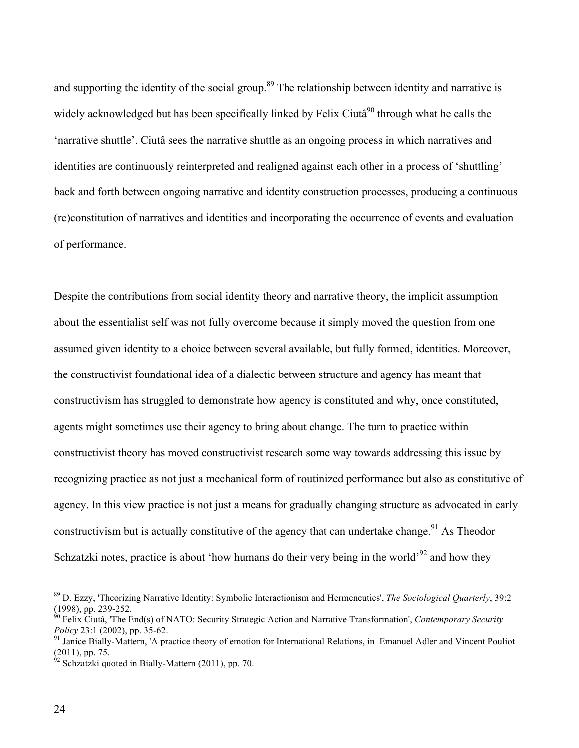and supporting the identity of the social group.[89] The relationship between identity and narrative is widely acknowledged but has been specifically linked by Felix Ciutâ[90] through what he calls the 'narrative shuttle'. Ciutâ sees the narrative shuttle as an ongoing process in which narratives and identities are continuously reinterpreted and realigned against each other in a process of 'shuttling' back and forth between ongoing narrative and identity construction processes, producing a continuous (re)constitution of narratives and identities and incorporating the occurrence of events and evaluation of performance.

Despite the contributions from social identity theory and narrative theory, the implicit assumption about the essentialist self was not fully overcome because it simply moved the question from one assumed given identity to a choice between several available, but fully formed, identities. Moreover, the constructivist foundational idea of a dialectic between structure and agency has meant that constructivism has struggled to demonstrate how agency is constituted and why, once constituted, agents might sometimes use their agency to bring about change. The turn to practice within constructivist theory has moved constructivist research some way towards addressing this issue by recognizing practice as not just a mechanical form of routinized performance but also as constitutive of agency. In this view practice is not just a means for gradually changing structure as advocated in early constructivism but is actually constitutive of the agency that can undertake change.[91] As Theodor Schzatzki notes, practice is about 'how humans do their very being in the world'[92] and how they

---

[89] D. Ezzy, 'Theorizing Narrative Identity: Symbolic Interactionism and Hermeneutics', *The Sociological Quarterly*, 39:2 (1998), pp. 239-252.

[90] Felix Ciutâ, 'The End(s) of NATO: Security Strategic Action and Narrative Transformation', *Contemporary Security Policy* 23:1 (2002), pp. 35-62.

[91] Janice Bially-Mattern, 'A practice theory of emotion for International Relations, in Emanuel Adler and Vincent Pouliot (2011), pp. 75.

[92] Schzatzki quoted in Bially-Mattern (2011), pp. 70.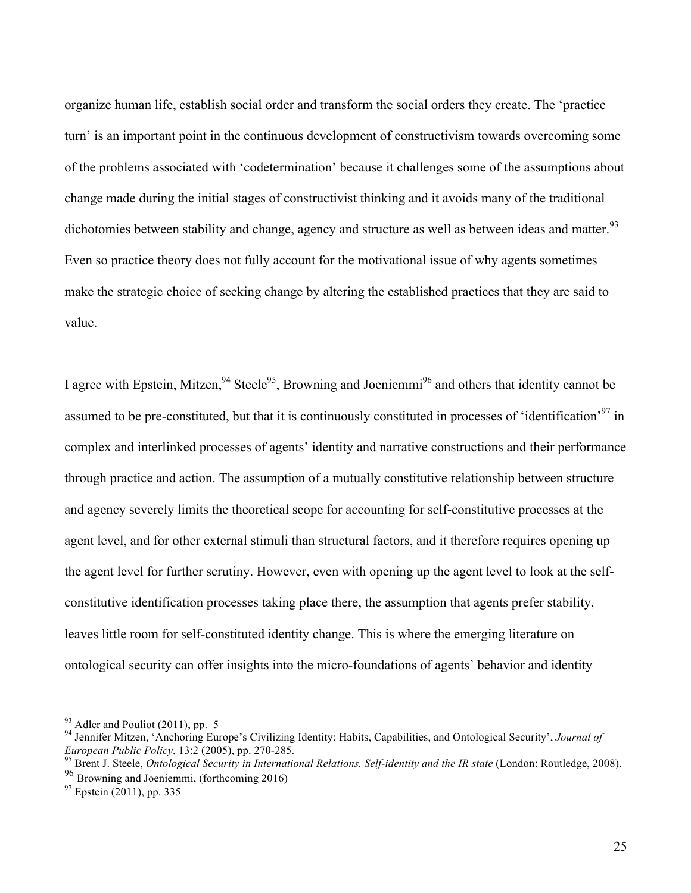organize human life, establish social order and transform the social orders they create. The 'practice turn' is an important point in the continuous development of constructivism towards overcoming some of the problems associated with 'codetermination' because it challenges some of the assumptions about change made during the initial stages of constructivist thinking and it avoids many of the traditional dichotomies between stability and change, agency and structure as well as between ideas and matter.[93] Even so practice theory does not fully account for the motivational issue of why agents sometimes make the strategic choice of seeking change by altering the established practices that they are said to value.

I agree with Epstein, Mitzen,[94] Steele[95], Browning and Joeniemmi[96] and others that identity cannot be assumed to be pre-constituted, but that it is continuously constituted in processes of 'identification'[97] in complex and interlinked processes of agents' identity and narrative constructions and their performance through practice and action. The assumption of a mutually constitutive relationship between structure and agency severely limits the theoretical scope for accounting for self-constitutive processes at the agent level, and for other external stimuli than structural factors, and it therefore requires opening up the agent level for further scrutiny. However, even with opening up the agent level to look at the self-constitutive identification processes taking place there, the assumption that agents prefer stability, leaves little room for self-constituted identity change. This is where the emerging literature on ontological security can offer insights into the micro-foundations of agents' behavior and identity

---

[93] Adler and Pouliot (2011), pp. 5

[94] Jennifer Mitzen, 'Anchoring Europe's Civilizing Identity: Habits, Capabilities, and Ontological Security', *Journal of European Public Policy*, 13:2 (2005), pp. 270-285.

[95] Brent J. Steele, *Ontological Security in International Relations. Self-identity and the IR state* (London: Routledge, 2008).

[96] Browning and Joeniemmi, (forthcoming 2016)

[97] Epstein (2011), pp. 335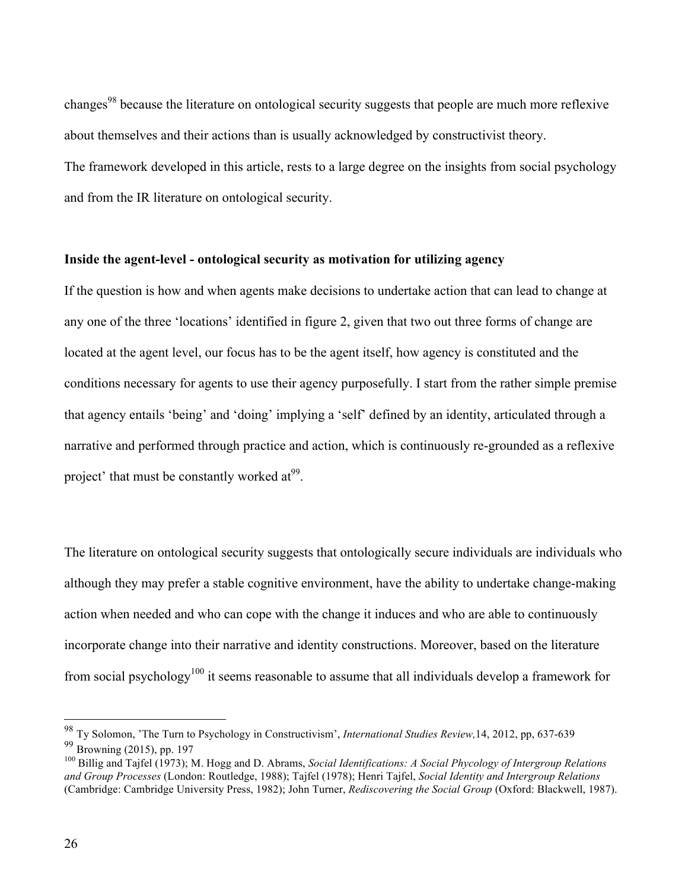changes[98] because the literature on ontological security suggests that people are much more reflexive about themselves and their actions than is usually acknowledged by constructivist theory.

The framework developed in this article, rests to a large degree on the insights from social psychology and from the IR literature on ontological security.

### Inside the agent-level - ontological security as motivation for utilizing agency

If the question is how and when agents make decisions to undertake action that can lead to change at any one of the three 'locations' identified in figure 2, given that two out three forms of change are located at the agent level, our focus has to be the agent itself, how agency is constituted and the conditions necessary for agents to use their agency purposefully. I start from the rather simple premise that agency entails 'being' and 'doing' implying a 'self' defined by an identity, articulated through a narrative and performed through practice and action, which is continuously re-grounded as a reflexive project' that must be constantly worked at[99].

The literature on ontological security suggests that ontologically secure individuals are individuals who although they may prefer a stable cognitive environment, have the ability to undertake change-making action when needed and who can cope with the change it induces and who are able to continuously incorporate change into their narrative and identity constructions. Moreover, based on the literature from social psychology[100] it seems reasonable to assume that all individuals develop a framework for

---

[98] Ty Solomon, 'The Turn to Psychology in Constructivism', *International Studies Review,*14, 2012, pp, 637-639

[99] Browning (2015), pp. 197

[100] Billig and Tajfel (1973); M. Hogg and D. Abrams, *Social Identifications: A Social Phycology of Intergroup Relations and Group Processes* (London: Routledge, 1988); Tajfel (1978); Henri Tajfel, *Social Identity and Intergroup Relations* (Cambridge: Cambridge University Press, 1982); John Turner, *Rediscovering the Social Group* (Oxford: Blackwell, 1987).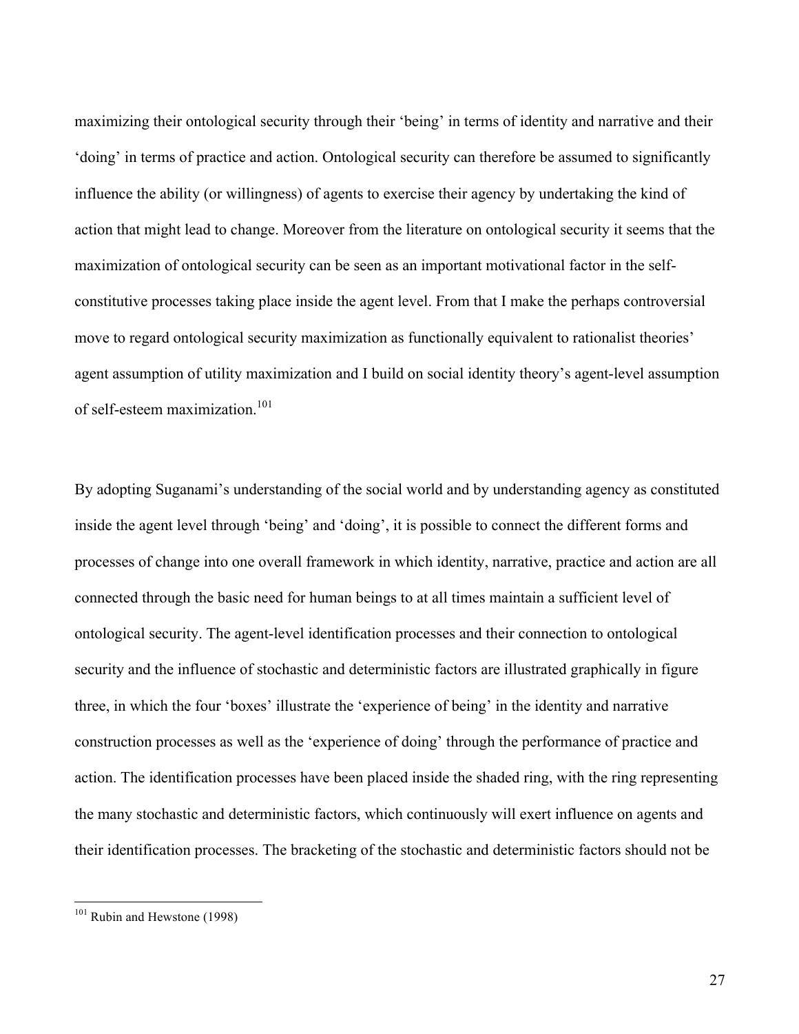maximizing their ontological security through their 'being' in terms of identity and narrative and their 'doing' in terms of practice and action. Ontological security can therefore be assumed to significantly influence the ability (or willingness) of agents to exercise their agency by undertaking the kind of action that might lead to change. Moreover from the literature on ontological security it seems that the maximization of ontological security can be seen as an important motivational factor in the self-constitutive processes taking place inside the agent level. From that I make the perhaps controversial move to regard ontological security maximization as functionally equivalent to rationalist theories' agent assumption of utility maximization and I build on social identity theory's agent-level assumption of self-esteem maximization.[101]

By adopting Suganami's understanding of the social world and by understanding agency as constituted inside the agent level through 'being' and 'doing', it is possible to connect the different forms and processes of change into one overall framework in which identity, narrative, practice and action are all connected through the basic need for human beings to at all times maintain a sufficient level of ontological security. The agent-level identification processes and their connection to ontological security and the influence of stochastic and deterministic factors are illustrated graphically in figure three, in which the four 'boxes' illustrate the 'experience of being' in the identity and narrative construction processes as well as the 'experience of doing' through the performance of practice and action. The identification processes have been placed inside the shaded ring, with the ring representing the many stochastic and deterministic factors, which continuously will exert influence on agents and their identification processes. The bracketing of the stochastic and deterministic factors should not be

---

[101] Rubin and Hewstone (1998)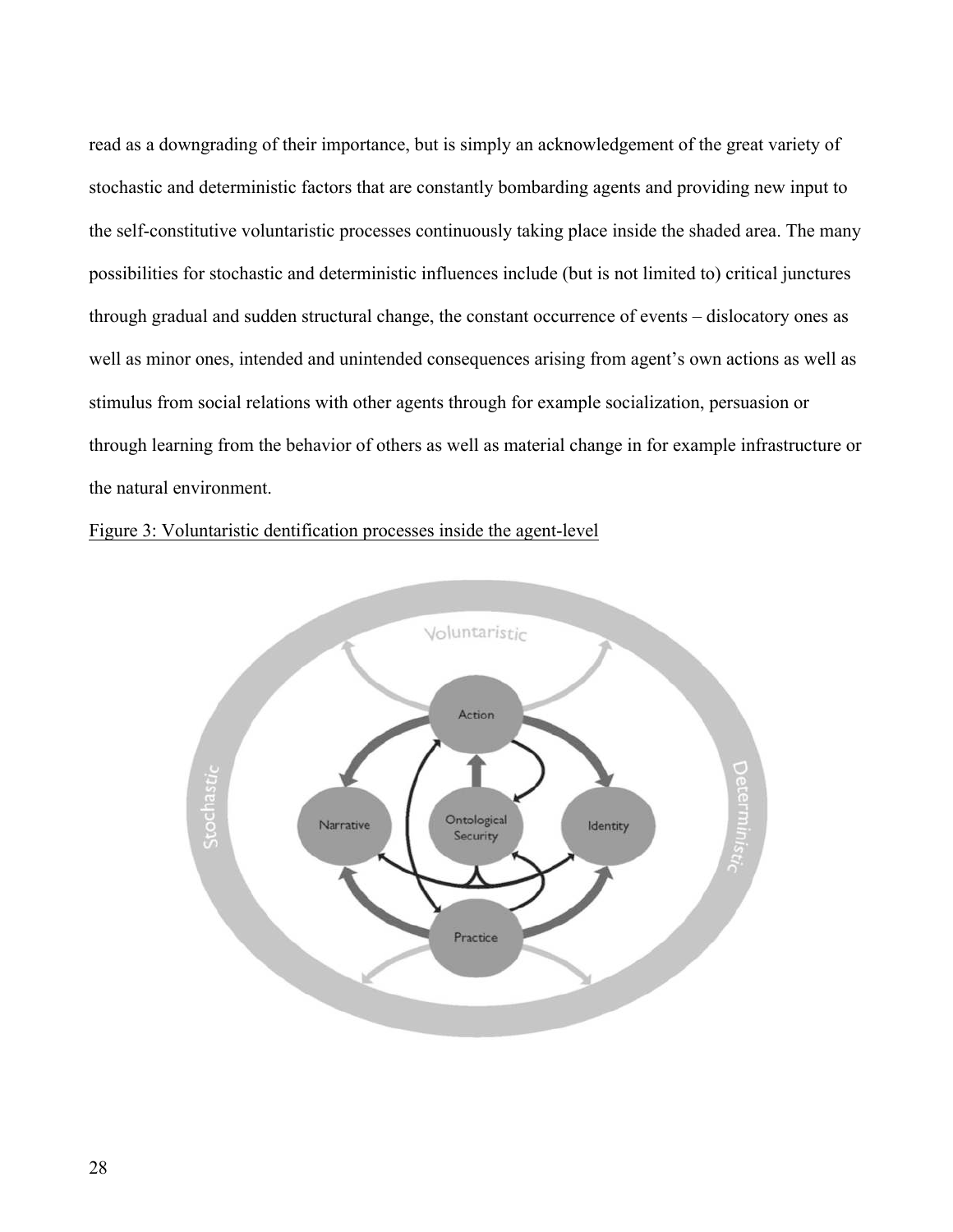read as a downgrading of their importance, but is simply an acknowledgement of the great variety of stochastic and deterministic factors that are constantly bombarding agents and providing new input to the self-constitutive voluntaristic processes continuously taking place inside the shaded area. The many possibilities for stochastic and deterministic influences include (but is not limited to) critical junctures through gradual and sudden structural change, the constant occurrence of events – dislocatory ones as well as minor ones, intended and unintended consequences arising from agent's own actions as well as stimulus from social relations with other agents through for example socialization, persuasion or through learning from the behavior of others as well as material change in for example infrastructure or the natural environment.

Figure 3: Voluntaristic dentification processes inside the agent-level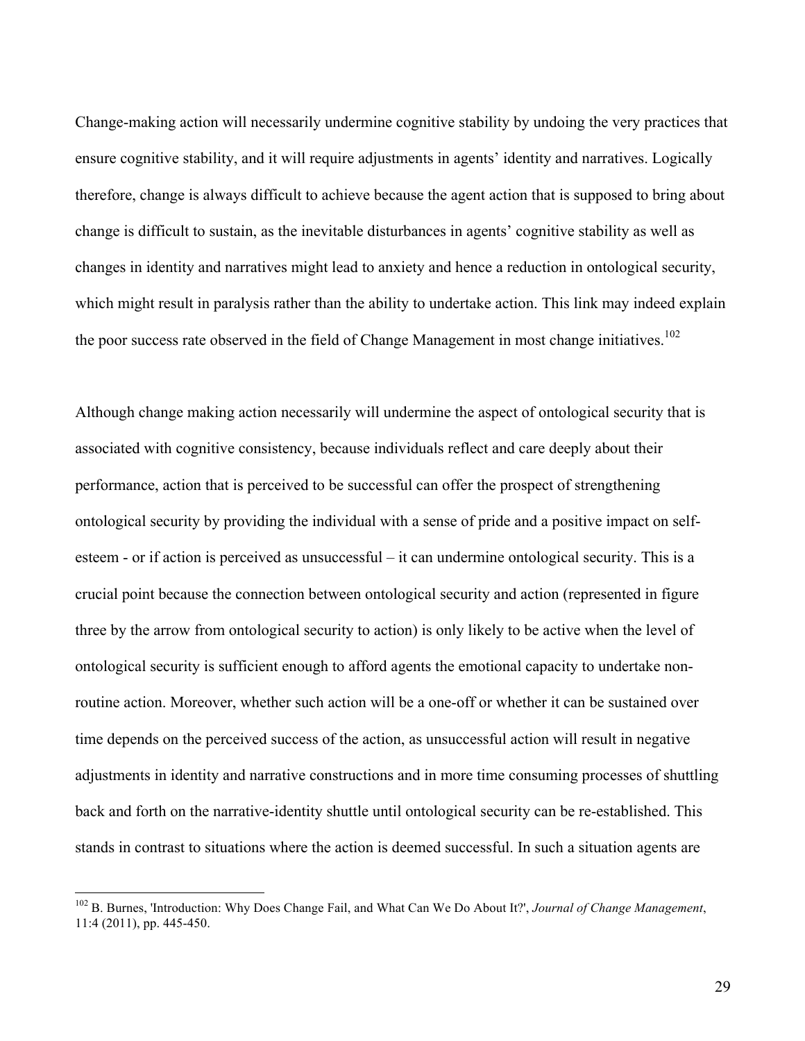Change-making action will necessarily undermine cognitive stability by undoing the very practices that ensure cognitive stability, and it will require adjustments in agents' identity and narratives. Logically therefore, change is always difficult to achieve because the agent action that is supposed to bring about change is difficult to sustain, as the inevitable disturbances in agents' cognitive stability as well as changes in identity and narratives might lead to anxiety and hence a reduction in ontological security, which might result in paralysis rather than the ability to undertake action. This link may indeed explain the poor success rate observed in the field of Change Management in most change initiatives.[102]

Although change making action necessarily will undermine the aspect of ontological security that is associated with cognitive consistency, because individuals reflect and care deeply about their performance, action that is perceived to be successful can offer the prospect of strengthening ontological security by providing the individual with a sense of pride and a positive impact on self-esteem - or if action is perceived as unsuccessful – it can undermine ontological security. This is a crucial point because the connection between ontological security and action (represented in figure three by the arrow from ontological security to action) is only likely to be active when the level of ontological security is sufficient enough to afford agents the emotional capacity to undertake non-routine action. Moreover, whether such action will be a one-off or whether it can be sustained over time depends on the perceived success of the action, as unsuccessful action will result in negative adjustments in identity and narrative constructions and in more time consuming processes of shuttling back and forth on the narrative-identity shuttle until ontological security can be re-established. This stands in contrast to situations where the action is deemed successful. In such a situation agents are

[102] B. Burnes, 'Introduction: Why Does Change Fail, and What Can We Do About It?', *Journal of Change Management*, 11:4 (2011), pp. 445-450.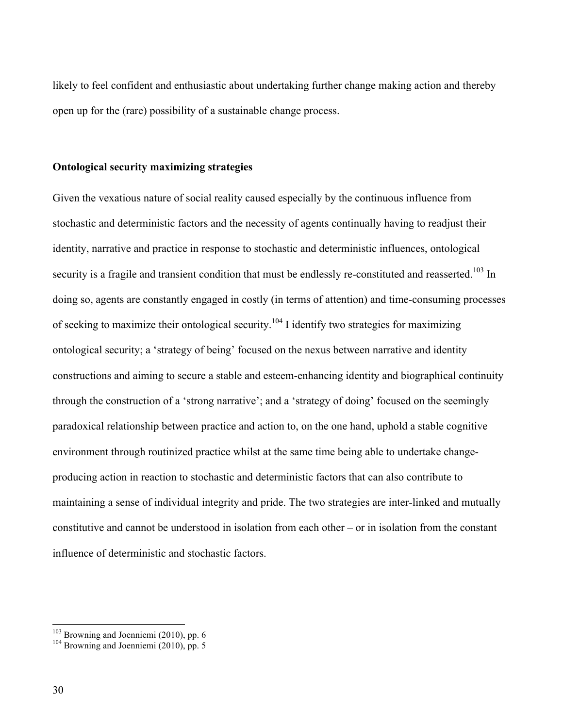likely to feel confident and enthusiastic about undertaking further change making action and thereby open up for the (rare) possibility of a sustainable change process.

### Ontological security maximizing strategies

Given the vexatious nature of social reality caused especially by the continuous influence from stochastic and deterministic factors and the necessity of agents continually having to readjust their identity, narrative and practice in response to stochastic and deterministic influences, ontological security is a fragile and transient condition that must be endlessly re-constituted and reasserted.[103] In doing so, agents are constantly engaged in costly (in terms of attention) and time-consuming processes of seeking to maximize their ontological security.[104] I identify two strategies for maximizing ontological security; a 'strategy of being' focused on the nexus between narrative and identity constructions and aiming to secure a stable and esteem-enhancing identity and biographical continuity through the construction of a 'strong narrative'; and a 'strategy of doing' focused on the seemingly paradoxical relationship between practice and action to, on the one hand, uphold a stable cognitive environment through routinized practice whilst at the same time being able to undertake change-producing action in reaction to stochastic and deterministic factors that can also contribute to maintaining a sense of individual integrity and pride. The two strategies are inter-linked and mutually constitutive and cannot be understood in isolation from each other – or in isolation from the constant influence of deterministic and stochastic factors.

---

[103] Browning and Joenniemi (2010), pp. 6

[104] Browning and Joenniemi (2010), pp. 5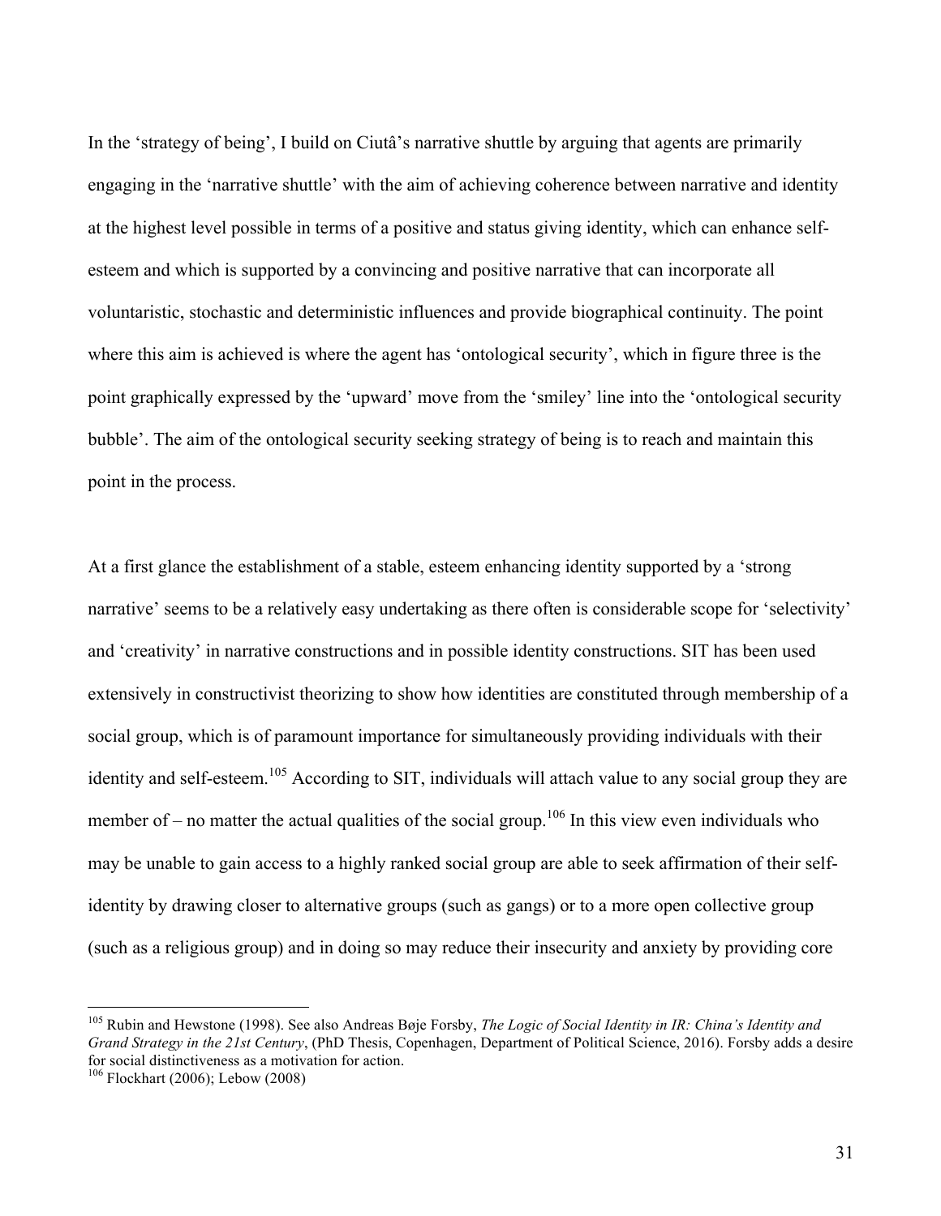In the ‘strategy of being’, I build on Ciutâ’s narrative shuttle by arguing that agents are primarily engaging in the ‘narrative shuttle’ with the aim of achieving coherence between narrative and identity at the highest level possible in terms of a positive and status giving identity, which can enhance self-esteem and which is supported by a convincing and positive narrative that can incorporate all voluntaristic, stochastic and deterministic influences and provide biographical continuity. The point where this aim is achieved is where the agent has ‘ontological security’, which in figure three is the point graphically expressed by the ‘upward’ move from the ‘smiley’ line into the ‘ontological security bubble’. The aim of the ontological security seeking strategy of being is to reach and maintain this point in the process.

At a first glance the establishment of a stable, esteem enhancing identity supported by a ‘strong narrative’ seems to be a relatively easy undertaking as there often is considerable scope for ‘selectivity’ and ‘creativity’ in narrative constructions and in possible identity constructions. SIT has been used extensively in constructivist theorizing to show how identities are constituted through membership of a social group, which is of paramount importance for simultaneously providing individuals with their identity and self-esteem.[105] According to SIT, individuals will attach value to any social group they are member of – no matter the actual qualities of the social group.[106] In this view even individuals who may be unable to gain access to a highly ranked social group are able to seek affirmation of their self-identity by drawing closer to alternative groups (such as gangs) or to a more open collective group (such as a religious group) and in doing so may reduce their insecurity and anxiety by providing core

[105] Rubin and Hewstone (1998). See also Andreas Bøje Forsby, *The Logic of Social Identity in IR: China’s Identity and Grand Strategy in the 21st Century*, (PhD Thesis, Copenhagen, Department of Political Science, 2016). Forsby adds a desire for social distinctiveness as a motivation for action.

[106] Flockhart (2006); Lebow (2008)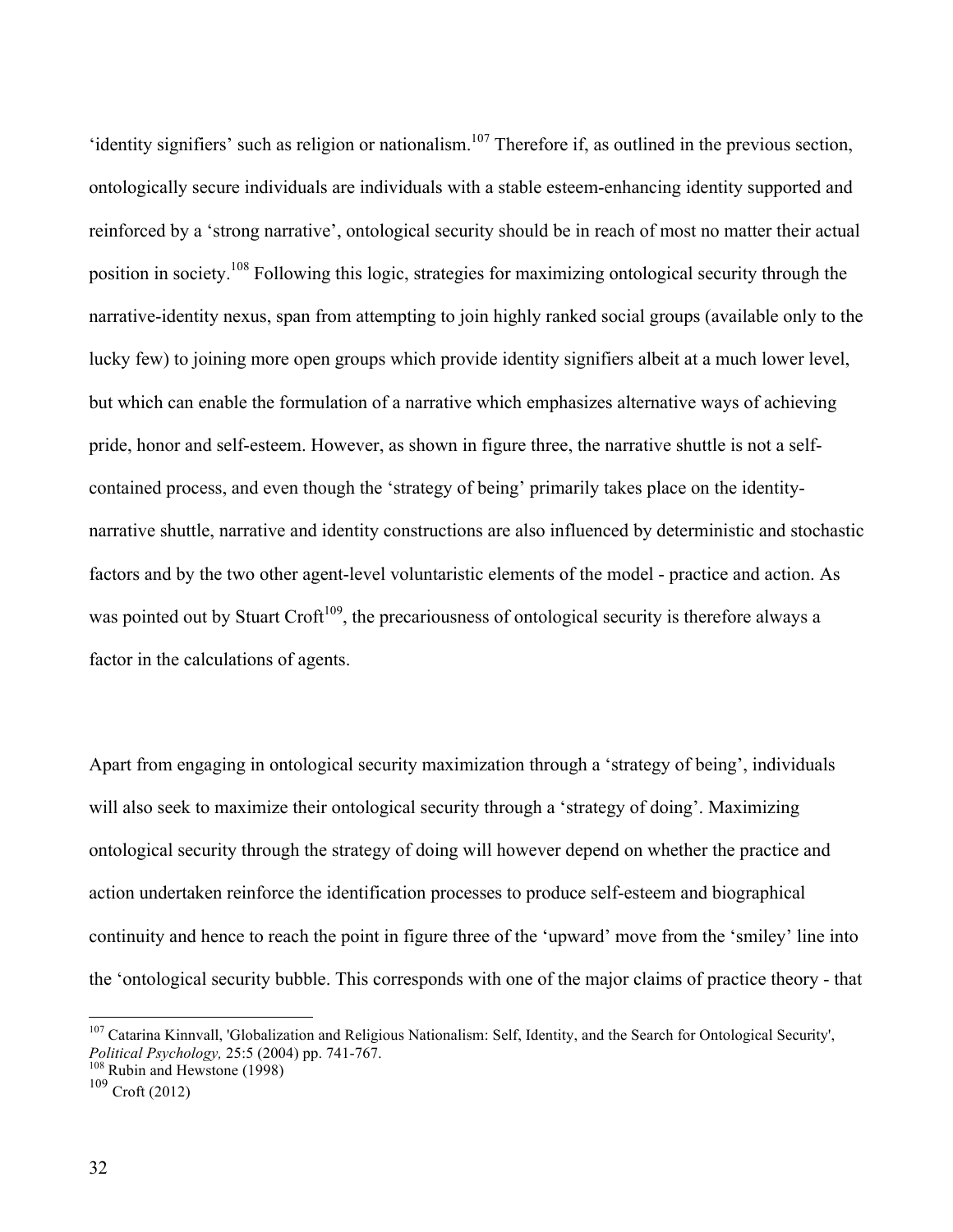'identity signifiers' such as religion or nationalism.[107] Therefore if, as outlined in the previous section, ontologically secure individuals are individuals with a stable esteem-enhancing identity supported and reinforced by a 'strong narrative', ontological security should be in reach of most no matter their actual position in society.[108] Following this logic, strategies for maximizing ontological security through the narrative-identity nexus, span from attempting to join highly ranked social groups (available only to the lucky few) to joining more open groups which provide identity signifiers albeit at a much lower level, but which can enable the formulation of a narrative which emphasizes alternative ways of achieving pride, honor and self-esteem. However, as shown in figure three, the narrative shuttle is not a self-contained process, and even though the 'strategy of being' primarily takes place on the identity-narrative shuttle, narrative and identity constructions are also influenced by deterministic and stochastic factors and by the two other agent-level voluntaristic elements of the model - practice and action. As was pointed out by Stuart Croft[109], the precariousness of ontological security is therefore always a factor in the calculations of agents.

Apart from engaging in ontological security maximization through a 'strategy of being', individuals will also seek to maximize their ontological security through a 'strategy of doing'. Maximizing ontological security through the strategy of doing will however depend on whether the practice and action undertaken reinforce the identification processes to produce self-esteem and biographical continuity and hence to reach the point in figure three of the 'upward' move from the 'smiley' line into the 'ontological security bubble. This corresponds with one of the major claims of practice theory - that

---

[107] Catarina Kinnvall, 'Globalization and Religious Nationalism: Self, Identity, and the Search for Ontological Security', *Political Psychology,* 25:5 (2004) pp. 741-767.

[108] Rubin and Hewstone (1998)

[109] Croft (2012)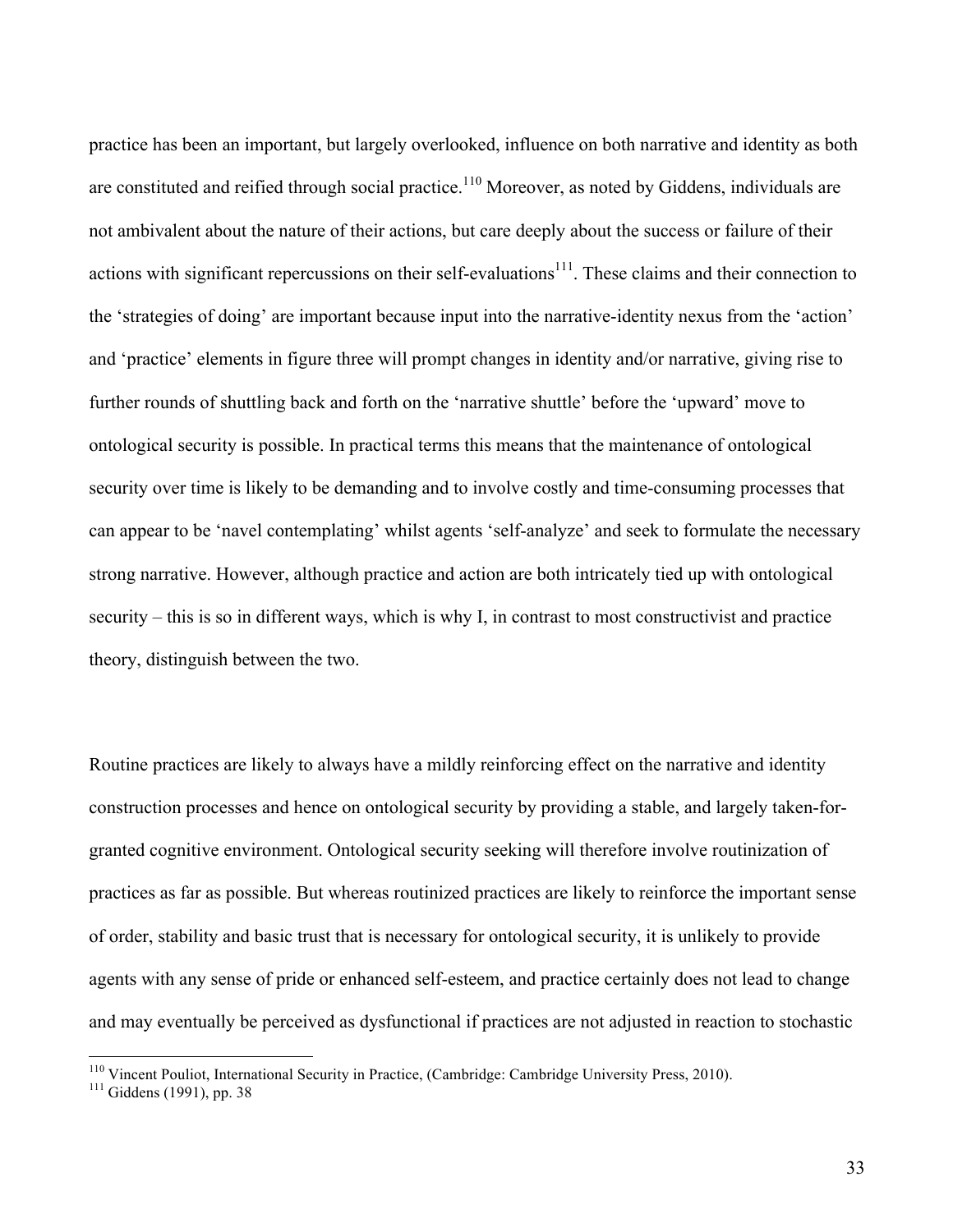practice has been an important, but largely overlooked, influence on both narrative and identity as both are constituted and reified through social practice.[110] Moreover, as noted by Giddens, individuals are not ambivalent about the nature of their actions, but care deeply about the success or failure of their actions with significant repercussions on their self-evaluations[111]. These claims and their connection to the 'strategies of doing' are important because input into the narrative-identity nexus from the 'action' and 'practice' elements in figure three will prompt changes in identity and/or narrative, giving rise to further rounds of shuttling back and forth on the 'narrative shuttle' before the 'upward' move to ontological security is possible. In practical terms this means that the maintenance of ontological security over time is likely to be demanding and to involve costly and time-consuming processes that can appear to be 'navel contemplating' whilst agents 'self-analyze' and seek to formulate the necessary strong narrative. However, although practice and action are both intricately tied up with ontological security – this is so in different ways, which is why I, in contrast to most constructivist and practice theory, distinguish between the two.

Routine practices are likely to always have a mildly reinforcing effect on the narrative and identity construction processes and hence on ontological security by providing a stable, and largely taken-for-granted cognitive environment. Ontological security seeking will therefore involve routinization of practices as far as possible. But whereas routinized practices are likely to reinforce the important sense of order, stability and basic trust that is necessary for ontological security, it is unlikely to provide agents with any sense of pride or enhanced self-esteem, and practice certainly does not lead to change and may eventually be perceived as dysfunctional if practices are not adjusted in reaction to stochastic

[110] Vincent Pouliot, International Security in Practice, (Cambridge: Cambridge University Press, 2010).

[111] Giddens (1991), pp. 38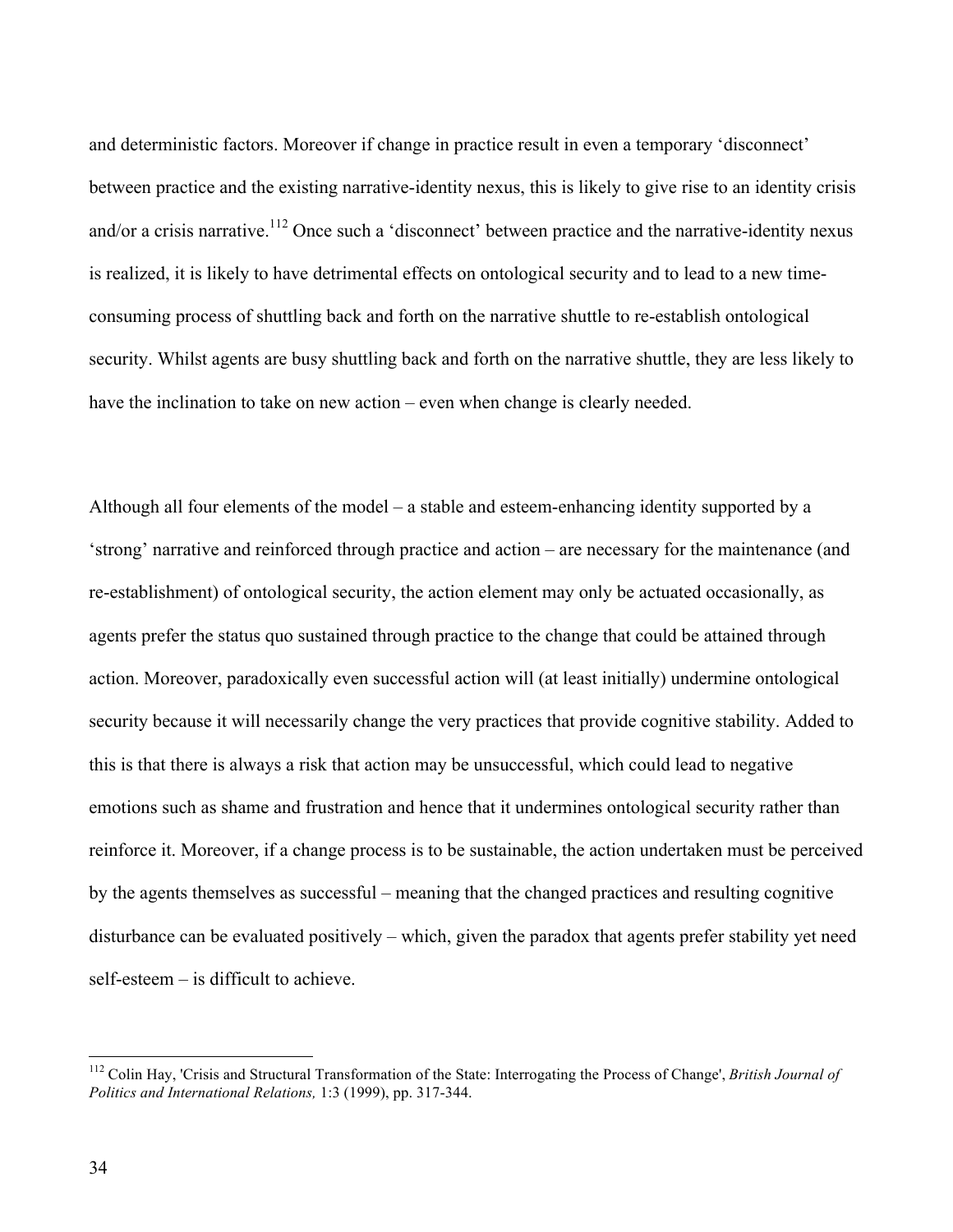and deterministic factors. Moreover if change in practice result in even a temporary 'disconnect' between practice and the existing narrative-identity nexus, this is likely to give rise to an identity crisis and/or a crisis narrative.[112] Once such a 'disconnect' between practice and the narrative-identity nexus is realized, it is likely to have detrimental effects on ontological security and to lead to a new time-consuming process of shuttling back and forth on the narrative shuttle to re-establish ontological security. Whilst agents are busy shuttling back and forth on the narrative shuttle, they are less likely to have the inclination to take on new action – even when change is clearly needed.

Although all four elements of the model – a stable and esteem-enhancing identity supported by a 'strong' narrative and reinforced through practice and action – are necessary for the maintenance (and re-establishment) of ontological security, the action element may only be actuated occasionally, as agents prefer the status quo sustained through practice to the change that could be attained through action. Moreover, paradoxically even successful action will (at least initially) undermine ontological security because it will necessarily change the very practices that provide cognitive stability. Added to this is that there is always a risk that action may be unsuccessful, which could lead to negative emotions such as shame and frustration and hence that it undermines ontological security rather than reinforce it. Moreover, if a change process is to be sustainable, the action undertaken must be perceived by the agents themselves as successful – meaning that the changed practices and resulting cognitive disturbance can be evaluated positively – which, given the paradox that agents prefer stability yet need self-esteem – is difficult to achieve.

---

[112] Colin Hay, 'Crisis and Structural Transformation of the State: Interrogating the Process of Change', *British Journal of Politics and International Relations,* 1:3 (1999), pp. 317-344.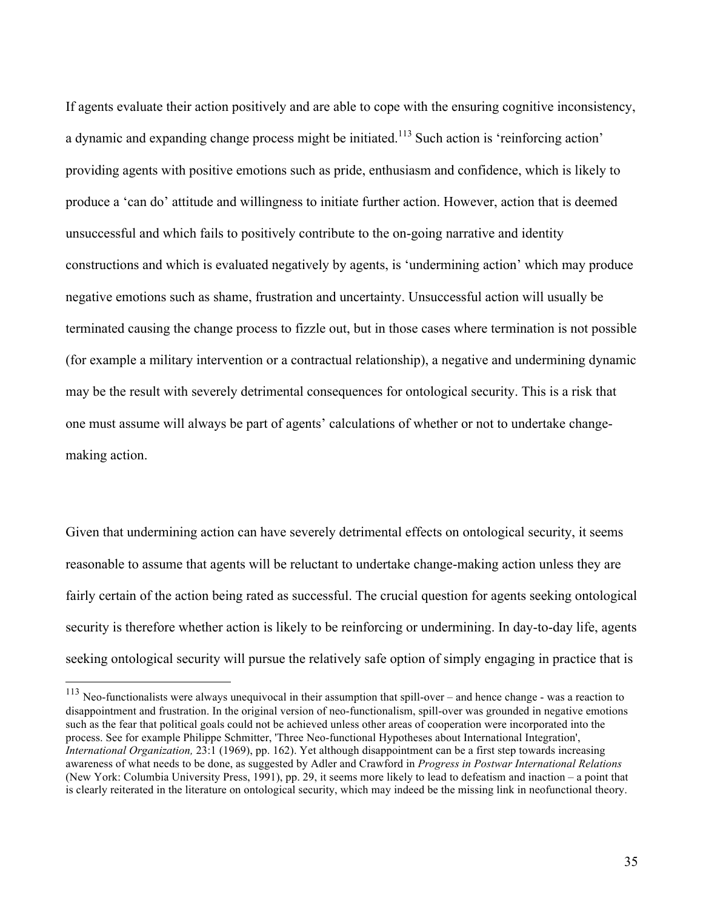If agents evaluate their action positively and are able to cope with the ensuring cognitive inconsistency, a dynamic and expanding change process might be initiated.[113] Such action is 'reinforcing action' providing agents with positive emotions such as pride, enthusiasm and confidence, which is likely to produce a 'can do' attitude and willingness to initiate further action. However, action that is deemed unsuccessful and which fails to positively contribute to the on-going narrative and identity constructions and which is evaluated negatively by agents, is 'undermining action' which may produce negative emotions such as shame, frustration and uncertainty. Unsuccessful action will usually be terminated causing the change process to fizzle out, but in those cases where termination is not possible (for example a military intervention or a contractual relationship), a negative and undermining dynamic may be the result with severely detrimental consequences for ontological security. This is a risk that one must assume will always be part of agents' calculations of whether or not to undertake change-making action.

Given that undermining action can have severely detrimental effects on ontological security, it seems reasonable to assume that agents will be reluctant to undertake change-making action unless they are fairly certain of the action being rated as successful. The crucial question for agents seeking ontological security is therefore whether action is likely to be reinforcing or undermining. In day-to-day life, agents seeking ontological security will pursue the relatively safe option of simply engaging in practice that is

[113] Neo-functionalists were always unequivocal in their assumption that spill-over – and hence change - was a reaction to disappointment and frustration. In the original version of neo-functionalism, spill-over was grounded in negative emotions such as the fear that political goals could not be achieved unless other areas of cooperation were incorporated into the process. See for example Philippe Schmitter, 'Three Neo-functional Hypotheses about International Integration', *International Organization,* 23:1 (1969), pp. 162). Yet although disappointment can be a first step towards increasing awareness of what needs to be done, as suggested by Adler and Crawford in *Progress in Postwar International Relations* (New York: Columbia University Press, 1991), pp. 29, it seems more likely to lead to defeatism and inaction – a point that is clearly reiterated in the literature on ontological security, which may indeed be the missing link in neofunctional theory.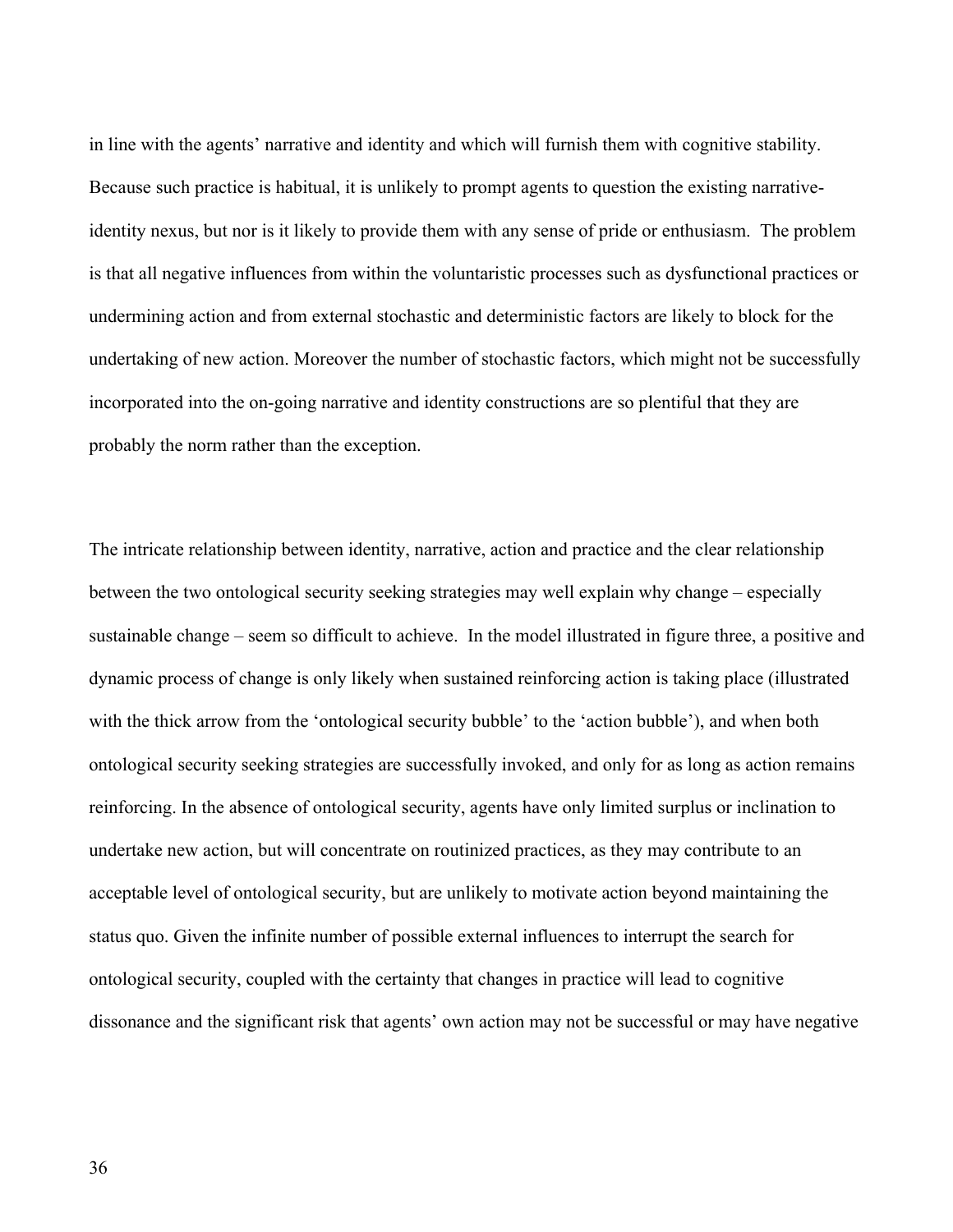in line with the agents' narrative and identity and which will furnish them with cognitive stability. Because such practice is habitual, it is unlikely to prompt agents to question the existing narrative-identity nexus, but nor is it likely to provide them with any sense of pride or enthusiasm. The problem is that all negative influences from within the voluntaristic processes such as dysfunctional practices or undermining action and from external stochastic and deterministic factors are likely to block for the undertaking of new action. Moreover the number of stochastic factors, which might not be successfully incorporated into the on-going narrative and identity constructions are so plentiful that they are probably the norm rather than the exception.

The intricate relationship between identity, narrative, action and practice and the clear relationship between the two ontological security seeking strategies may well explain why change – especially sustainable change – seem so difficult to achieve. In the model illustrated in figure three, a positive and dynamic process of change is only likely when sustained reinforcing action is taking place (illustrated with the thick arrow from the 'ontological security bubble' to the 'action bubble'), and when both ontological security seeking strategies are successfully invoked, and only for as long as action remains reinforcing. In the absence of ontological security, agents have only limited surplus or inclination to undertake new action, but will concentrate on routinized practices, as they may contribute to an acceptable level of ontological security, but are unlikely to motivate action beyond maintaining the status quo. Given the infinite number of possible external influences to interrupt the search for ontological security, coupled with the certainty that changes in practice will lead to cognitive dissonance and the significant risk that agents' own action may not be successful or may have negative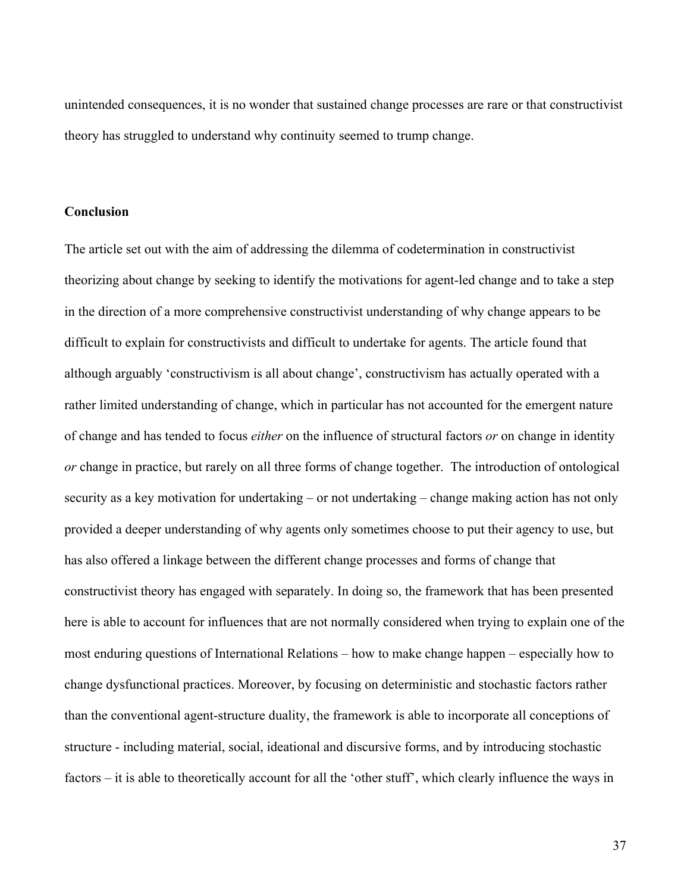unintended consequences, it is no wonder that sustained change processes are rare or that constructivist theory has struggled to understand why continuity seemed to trump change.

## Conclusion

The article set out with the aim of addressing the dilemma of codetermination in constructivist theorizing about change by seeking to identify the motivations for agent-led change and to take a step in the direction of a more comprehensive constructivist understanding of why change appears to be difficult to explain for constructivists and difficult to undertake for agents. The article found that although arguably 'constructivism is all about change', constructivism has actually operated with a rather limited understanding of change, which in particular has not accounted for the emergent nature of change and has tended to focus *either* on the influence of structural factors *or* on change in identity *or* change in practice, but rarely on all three forms of change together. The introduction of ontological security as a key motivation for undertaking – or not undertaking – change making action has not only provided a deeper understanding of why agents only sometimes choose to put their agency to use, but has also offered a linkage between the different change processes and forms of change that constructivist theory has engaged with separately. In doing so, the framework that has been presented here is able to account for influences that are not normally considered when trying to explain one of the most enduring questions of International Relations – how to make change happen – especially how to change dysfunctional practices. Moreover, by focusing on deterministic and stochastic factors rather than the conventional agent-structure duality, the framework is able to incorporate all conceptions of structure - including material, social, ideational and discursive forms, and by introducing stochastic factors – it is able to theoretically account for all the 'other stuff', which clearly influence the ways in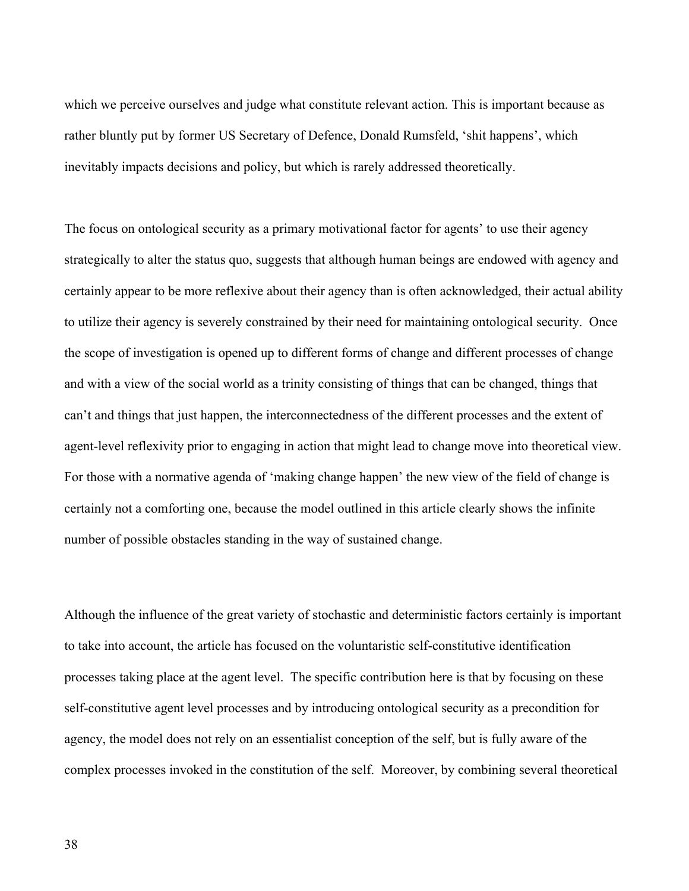which we perceive ourselves and judge what constitute relevant action. This is important because as rather bluntly put by former US Secretary of Defence, Donald Rumsfeld, 'shit happens', which inevitably impacts decisions and policy, but which is rarely addressed theoretically.

The focus on ontological security as a primary motivational factor for agents' to use their agency strategically to alter the status quo, suggests that although human beings are endowed with agency and certainly appear to be more reflexive about their agency than is often acknowledged, their actual ability to utilize their agency is severely constrained by their need for maintaining ontological security. Once the scope of investigation is opened up to different forms of change and different processes of change and with a view of the social world as a trinity consisting of things that can be changed, things that can't and things that just happen, the interconnectedness of the different processes and the extent of agent-level reflexivity prior to engaging in action that might lead to change move into theoretical view. For those with a normative agenda of 'making change happen' the new view of the field of change is certainly not a comforting one, because the model outlined in this article clearly shows the infinite number of possible obstacles standing in the way of sustained change.

Although the influence of the great variety of stochastic and deterministic factors certainly is important to take into account, the article has focused on the voluntaristic self-constitutive identification processes taking place at the agent level. The specific contribution here is that by focusing on these self-constitutive agent level processes and by introducing ontological security as a precondition for agency, the model does not rely on an essentialist conception of the self, but is fully aware of the complex processes invoked in the constitution of the self. Moreover, by combining several theoretical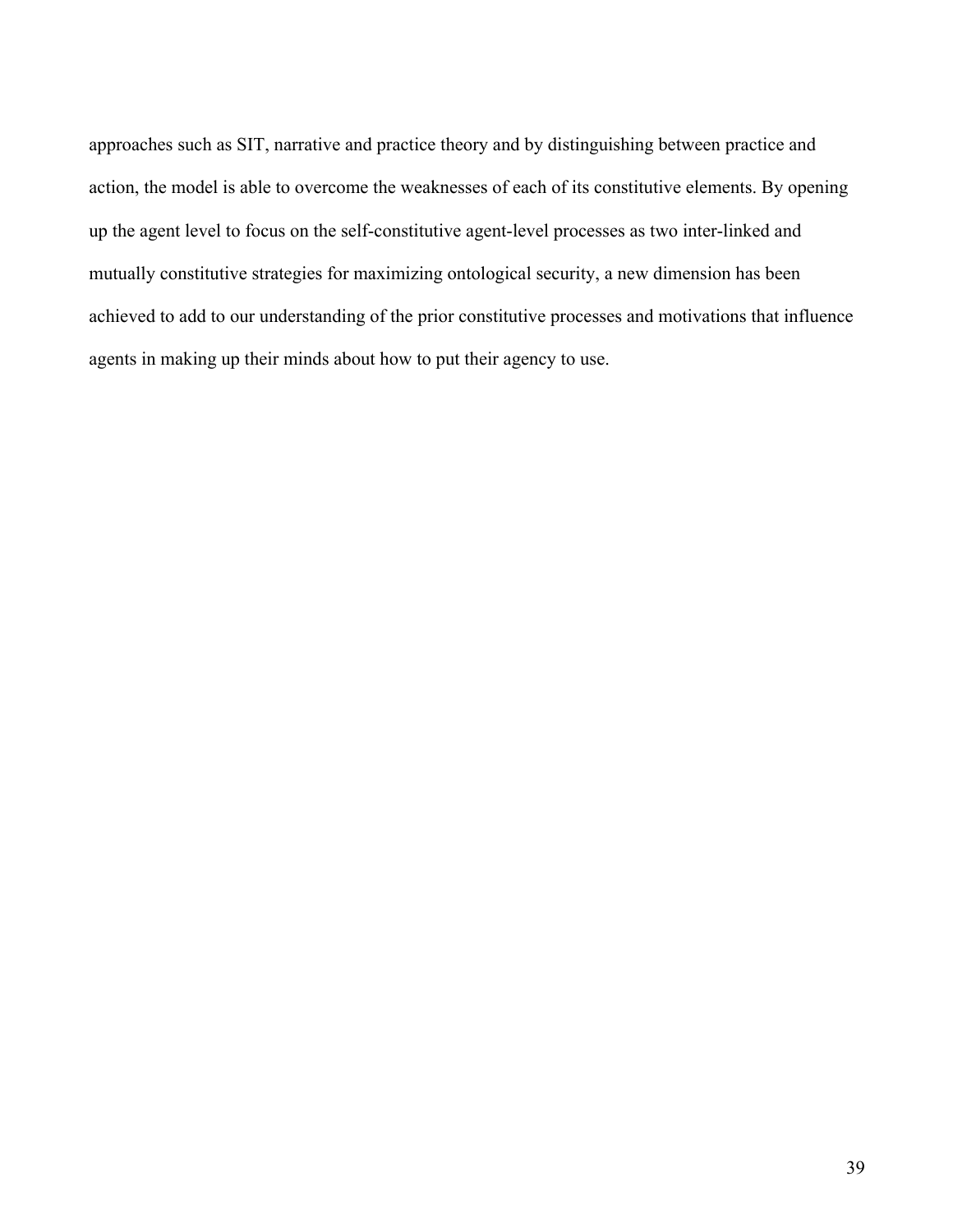approaches such as SIT, narrative and practice theory and by distinguishing between practice and action, the model is able to overcome the weaknesses of each of its constitutive elements. By opening up the agent level to focus on the self-constitutive agent-level processes as two inter-linked and mutually constitutive strategies for maximizing ontological security, a new dimension has been achieved to add to our understanding of the prior constitutive processes and motivations that influence agents in making up their minds about how to put their agency to use.